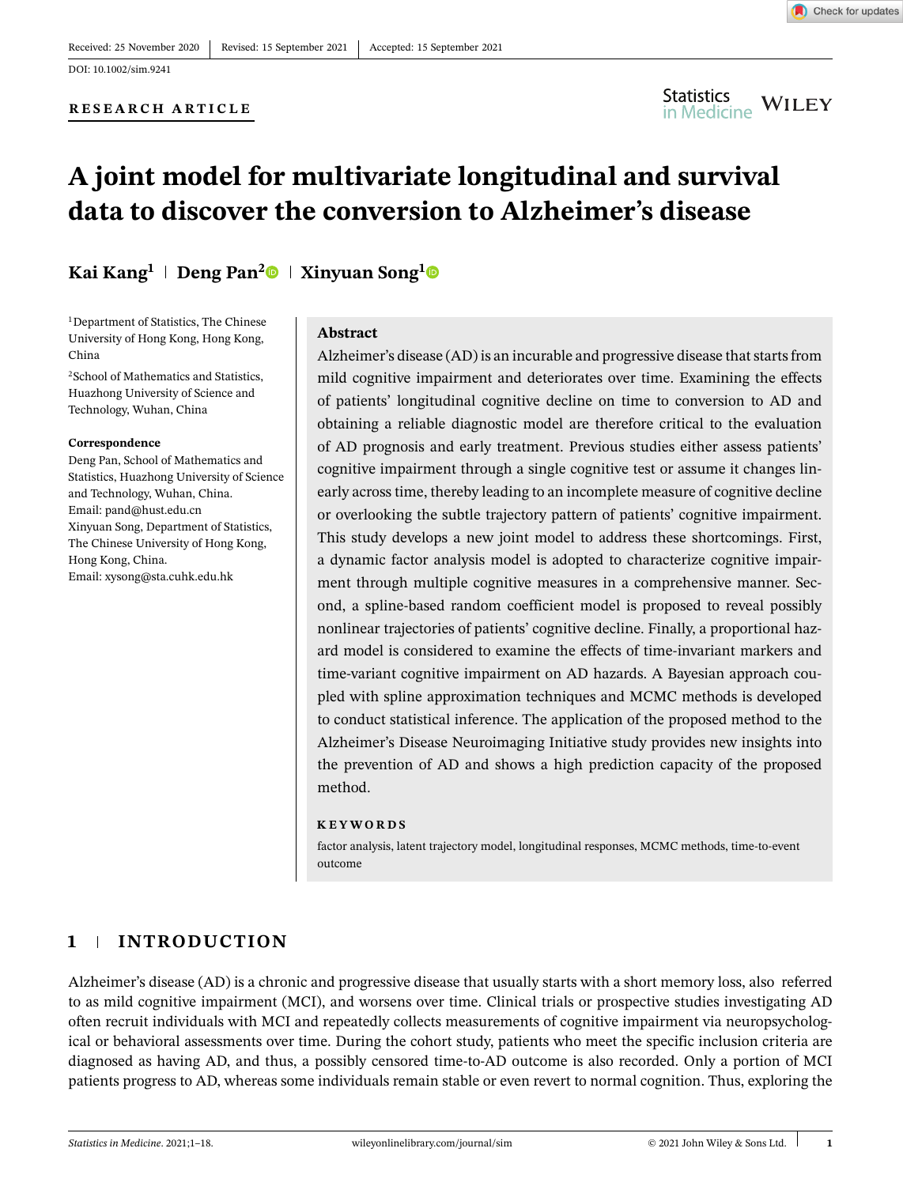Received: 25 November 2020 | Revised: 15 September 2021 | Accepted: 15 September 2021

DOI: 10.1002/sim.9241

**RESEARCH ARTICLE**

# A joint model for multivariate longitudinal and survival data to discover the conversion to Alzheimer's disease

**Kai Kang**[1] | **Deng Pan**[2] | **Xinyuan Song**[1]

[1]Department of Statistics, The Chinese University of Hong Kong, Hong Kong, China

[2]School of Mathematics and Statistics, Huazhong University of Science and Technology, Wuhan, China

**Correspondence**

Deng Pan, School of Mathematics and Statistics, Huazhong University of Science and Technology, Wuhan, China.
Email: pand@hust.edu.cn

Xinyuan Song, Department of Statistics, The Chinese University of Hong Kong, Hong Kong, China.
Email: xysong@sta.cuhk.edu.hk

**Abstract**

Alzheimer's disease (AD) is an incurable and progressive disease that starts from mild cognitive impairment and deteriorates over time. Examining the effects of patients' longitudinal cognitive decline on time to conversion to AD and obtaining a reliable diagnostic model are therefore critical to the evaluation of AD prognosis and early treatment. Previous studies either assess patients' cognitive impairment through a single cognitive test or assume it changes linearly across time, thereby leading to an incomplete measure of cognitive decline or overlooking the subtle trajectory pattern of patients' cognitive impairment. This study develops a new joint model to address these shortcomings. First, a dynamic factor analysis model is adopted to characterize cognitive impairment through multiple cognitive measures in a comprehensive manner. Second, a spline-based random coefficient model is proposed to reveal possibly nonlinear trajectories of patients' cognitive decline. Finally, a proportional hazard model is considered to examine the effects of time-invariant markers and time-variant cognitive impairment on AD hazards. A Bayesian approach coupled with spline approximation techniques and MCMC methods is developed to conduct statistical inference. The application of the proposed method to the Alzheimer's Disease Neuroimaging Initiative study provides new insights into the prevention of AD and shows a high prediction capacity of the proposed method.

**KEYWORDS**

factor analysis, latent trajectory model, longitudinal responses, MCMC methods, time-to-event outcome

## 1 | INTRODUCTION

Alzheimer's disease (AD) is a chronic and progressive disease that usually starts with a short memory loss, also referred to as mild cognitive impairment (MCI), and worsens over time. Clinical trials or prospective studies investigating AD often recruit individuals with MCI and repeatedly collects measurements of cognitive impairment via neuropsychological or behavioral assessments over time. During the cohort study, patients who meet the specific inclusion criteria are diagnosed as having AD, and thus, a possibly censored time-to-AD outcome is also recorded. Only a portion of MCI patients progress to AD, whereas some individuals remain stable or even revert to normal cognition. Thus, exploring the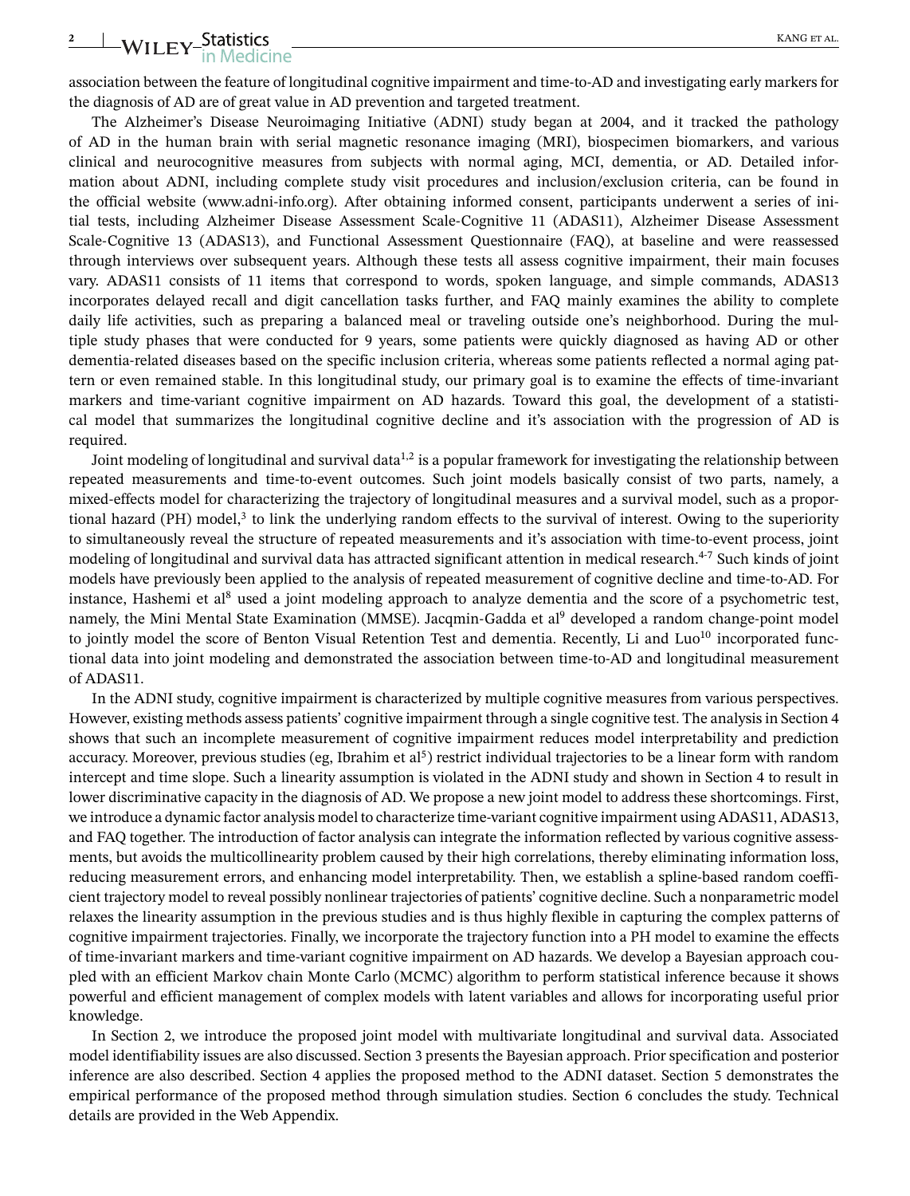association between the feature of longitudinal cognitive impairment and time-to-AD and investigating early markers for the diagnosis of AD are of great value in AD prevention and targeted treatment.

The Alzheimer's Disease Neuroimaging Initiative (ADNI) study began at 2004, and it tracked the pathology of AD in the human brain with serial magnetic resonance imaging (MRI), biospecimen biomarkers, and various clinical and neurocognitive measures from subjects with normal aging, MCI, dementia, or AD. Detailed information about ADNI, including complete study visit procedures and inclusion/exclusion criteria, can be found in the official website (www.adni-info.org). After obtaining informed consent, participants underwent a series of initial tests, including Alzheimer Disease Assessment Scale-Cognitive 11 (ADAS11), Alzheimer Disease Assessment Scale-Cognitive 13 (ADAS13), and Functional Assessment Questionnaire (FAQ), at baseline and were reassessed through interviews over subsequent years. Although these tests all assess cognitive impairment, their main focuses vary. ADAS11 consists of 11 items that correspond to words, spoken language, and simple commands, ADAS13 incorporates delayed recall and digit cancellation tasks further, and FAQ mainly examines the ability to complete daily life activities, such as preparing a balanced meal or traveling outside one's neighborhood. During the multiple study phases that were conducted for 9 years, some patients were quickly diagnosed as having AD or other dementia-related diseases based on the specific inclusion criteria, whereas some patients reflected a normal aging pattern or even remained stable. In this longitudinal study, our primary goal is to examine the effects of time-invariant markers and time-variant cognitive impairment on AD hazards. Toward this goal, the development of a statistical model that summarizes the longitudinal cognitive decline and it's association with the progression of AD is required.

Joint modeling of longitudinal and survival data[1,2] is a popular framework for investigating the relationship between repeated measurements and time-to-event outcomes. Such joint models basically consist of two parts, namely, a mixed-effects model for characterizing the trajectory of longitudinal measures and a survival model, such as a proportional hazard (PH) model,[3] to link the underlying random effects to the survival of interest. Owing to the superiority to simultaneously reveal the structure of repeated measurements and it's association with time-to-event process, joint modeling of longitudinal and survival data has attracted significant attention in medical research.[4-7] Such kinds of joint models have previously been applied to the analysis of repeated measurement of cognitive decline and time-to-AD. For instance, Hashemi et al[8] used a joint modeling approach to analyze dementia and the score of a psychometric test, namely, the Mini Mental State Examination (MMSE). Jacqmin-Gadda et al[9] developed a random change-point model to jointly model the score of Benton Visual Retention Test and dementia. Recently, Li and Luo[10] incorporated functional data into joint modeling and demonstrated the association between time-to-AD and longitudinal measurement of ADAS11.

In the ADNI study, cognitive impairment is characterized by multiple cognitive measures from various perspectives. However, existing methods assess patients' cognitive impairment through a single cognitive test. The analysis in Section 4 shows that such an incomplete measurement of cognitive impairment reduces model interpretability and prediction accuracy. Moreover, previous studies (eg, Ibrahim et al[5]) restrict individual trajectories to be a linear form with random intercept and time slope. Such a linearity assumption is violated in the ADNI study and shown in Section 4 to result in lower discriminative capacity in the diagnosis of AD. We propose a new joint model to address these shortcomings. First, we introduce a dynamic factor analysis model to characterize time-variant cognitive impairment using ADAS11, ADAS13, and FAQ together. The introduction of factor analysis can integrate the information reflected by various cognitive assessments, but avoids the multicollinearity problem caused by their high correlations, thereby eliminating information loss, reducing measurement errors, and enhancing model interpretability. Then, we establish a spline-based random coefficient trajectory model to reveal possibly nonlinear trajectories of patients' cognitive decline. Such a nonparametric model relaxes the linearity assumption in the previous studies and is thus highly flexible in capturing the complex patterns of cognitive impairment trajectories. Finally, we incorporate the trajectory function into a PH model to examine the effects of time-invariant markers and time-variant cognitive impairment on AD hazards. We develop a Bayesian approach coupled with an efficient Markov chain Monte Carlo (MCMC) algorithm to perform statistical inference because it shows powerful and efficient management of complex models with latent variables and allows for incorporating useful prior knowledge.

In Section 2, we introduce the proposed joint model with multivariate longitudinal and survival data. Associated model identifiability issues are also discussed. Section 3 presents the Bayesian approach. Prior specification and posterior inference are also described. Section 4 applies the proposed method to the ADNI dataset. Section 5 demonstrates the empirical performance of the proposed method through simulation studies. Section 6 concludes the study. Technical details are provided in the Web Appendix.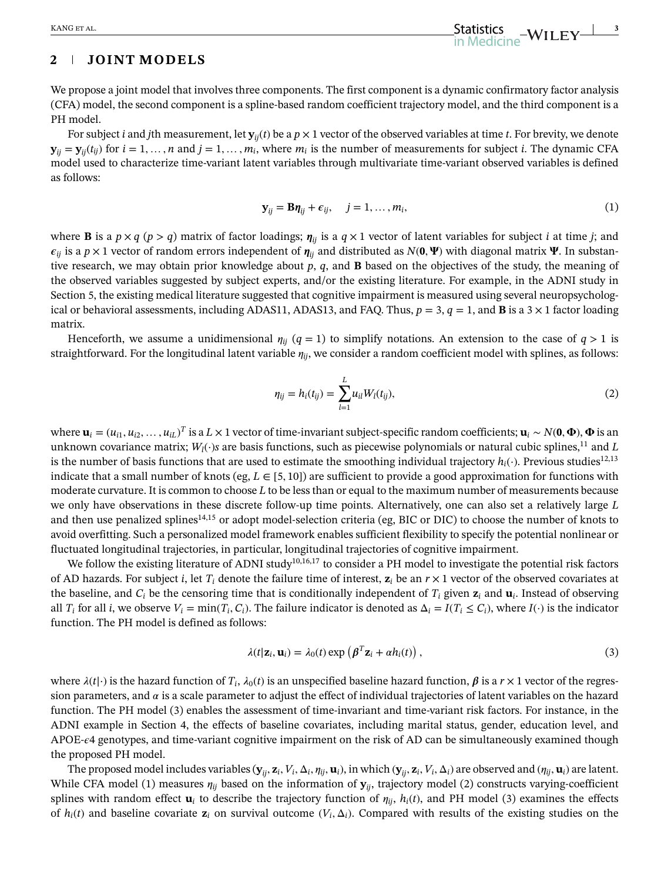## 2 | JOINT MODELS

We propose a joint model that involves three components. The first component is a dynamic confirmatory factor analysis (CFA) model, the second component is a spline-based random coefficient trajectory model, and the third component is a PH model.

For subject $i$ and $j$th measurement, let $\mathbf{y}_{ij}(t)$ be a $p \times 1$ vector of the observed variables at time $t$. For brevity, we denote $\mathbf{y}_{ij} = \mathbf{y}_{ij}(t_{ij})$ for $i = 1, \ldots, n$ and $j = 1, \ldots, m_i$, where $m_i$ is the number of measurements for subject $i$. The dynamic CFA model used to characterize time-variant latent variables through multivariate time-variant observed variables is defined as follows:

$$\mathbf{y}_{ij} = \mathbf{B}\boldsymbol{\eta}_{ij} + \epsilon_{ij}, \quad j = 1, \ldots, m_i, \tag{1}$$

where $\mathbf{B}$ is a $p \times q$ ($p > q$) matrix of factor loadings; $\boldsymbol{\eta}_{ij}$ is a $q \times 1$ vector of latent variables for subject $i$ at time $j$; and $\boldsymbol{\epsilon}_{ij}$ is a $p \times 1$ vector of random errors independent of $\boldsymbol{\eta}_{ij}$ and distributed as $N(\mathbf{0}, \boldsymbol{\Psi})$ with diagonal matrix $\boldsymbol{\Psi}$. In substantive research, we may obtain prior knowledge about $p$, $q$, and $\mathbf{B}$ based on the objectives of the study, the meaning of the observed variables suggested by subject experts, and/or the existing literature. For example, in the ADNI study in Section 5, the existing medical literature suggested that cognitive impairment is measured using several neuropsychological or behavioral assessments, including ADAS11, ADAS13, and FAQ. Thus, $p = 3$, $q = 1$, and $\mathbf{B}$ is a $3 \times 1$ factor loading matrix.

Henceforth, we assume a unidimensional $\eta_{ij}$ ($q = 1$) to simplify notations. An extension to the case of $q > 1$ is straightforward. For the longitudinal latent variable $\eta_{ij}$, we consider a random coefficient model with splines, as follows:

$$\eta_{ij} = h_i(t_{ij}) = \sum_{l=1}^{L} u_{il} W_l(t_{ij}), \tag{2}$$

where $\mathbf{u}_i = (u_{i1}, u_{i2}, \ldots, u_{iL})^T$ is a $L \times 1$ vector of time-invariant subject-specific random coefficients; $\mathbf{u}_i \sim N(\mathbf{0}, \boldsymbol{\Phi})$, $\boldsymbol{\Phi}$ is an unknown covariance matrix; $W_l(\cdot)$s are basis functions, such as piecewise polynomials or natural cubic splines,[11] and $L$ is the number of basis functions that are used to estimate the smoothing individual trajectory $h_i(\cdot)$. Previous studies[12,13] indicate that a small number of knots (eg, $L \in [5, 10]$) are sufficient to provide a good approximation for functions with moderate curvature. It is common to choose $L$ to be less than or equal to the maximum number of measurements because we only have observations in these discrete follow-up time points. Alternatively, one can also set a relatively large $L$ and then use penalized splines[14,15] or adopt model-selection criteria (eg, BIC or DIC) to choose the number of knots to avoid overfitting. Such a personalized model framework enables sufficient flexibility to specify the potential nonlinear or fluctuated longitudinal trajectories, in particular, longitudinal trajectories of cognitive impairment.

We follow the existing literature of ADNI study[10,16,17] to consider a PH model to investigate the potential risk factors of AD hazards. For subject $i$, let $T_i$ denote the failure time of interest, $\mathbf{z}_i$ be an $r \times 1$ vector of the observed covariates at the baseline, and $C_i$ be the censoring time that is conditionally independent of $T_i$ given $\mathbf{z}_i$ and $\mathbf{u}_i$. Instead of observing all $T_i$ for all $i$, we observe $V_i = \min(T_i, C_i)$. The failure indicator is denoted as $\Delta_i = I(T_i \leq C_i)$, where $I(\cdot)$ is the indicator function. The PH model is defined as follows:

$$\lambda(t|\mathbf{z}_i, \mathbf{u}_i) = \lambda_0(t) \exp\left(\boldsymbol{\beta}^T \mathbf{z}_i + \alpha h_i(t)\right), \tag{3}$$

where $\lambda(t|\cdot)$ is the hazard function of $T_i$, $\lambda_0(t)$ is an unspecified baseline hazard function, $\boldsymbol{\beta}$ is a $r \times 1$ vector of the regression parameters, and $\alpha$ is a scale parameter to adjust the effect of individual trajectories of latent variables on the hazard function. The PH model (3) enables the assessment of time-invariant and time-variant risk factors. For instance, in the ADNI example in Section 4, the effects of baseline covariates, including marital status, gender, education level, and APOE-$\epsilon$4 genotypes, and time-variant cognitive impairment on the risk of AD can be simultaneously examined though the proposed PH model.

The proposed model includes variables $(\mathbf{y}_{ij}, \mathbf{z}_i, V_i, \Delta_i, \eta_{ij}, \mathbf{u}_i)$, in which $(\mathbf{y}_{ij}, \mathbf{z}_i, V_i, \Delta_i)$ are observed and $(\eta_{ij}, \mathbf{u}_i)$ are latent. While CFA model (1) measures $\eta_{ij}$ based on the information of $\mathbf{y}_{ij}$, trajectory model (2) constructs varying-coefficient splines with random effect $\mathbf{u}_i$ to describe the trajectory function of $\eta_{ij}$, $h_i(t)$, and PH model (3) examines the effects of $h_i(t)$ and baseline covariate $\mathbf{z}_i$ on survival outcome $(V_i, \Delta_i)$. Compared with results of the existing studies on the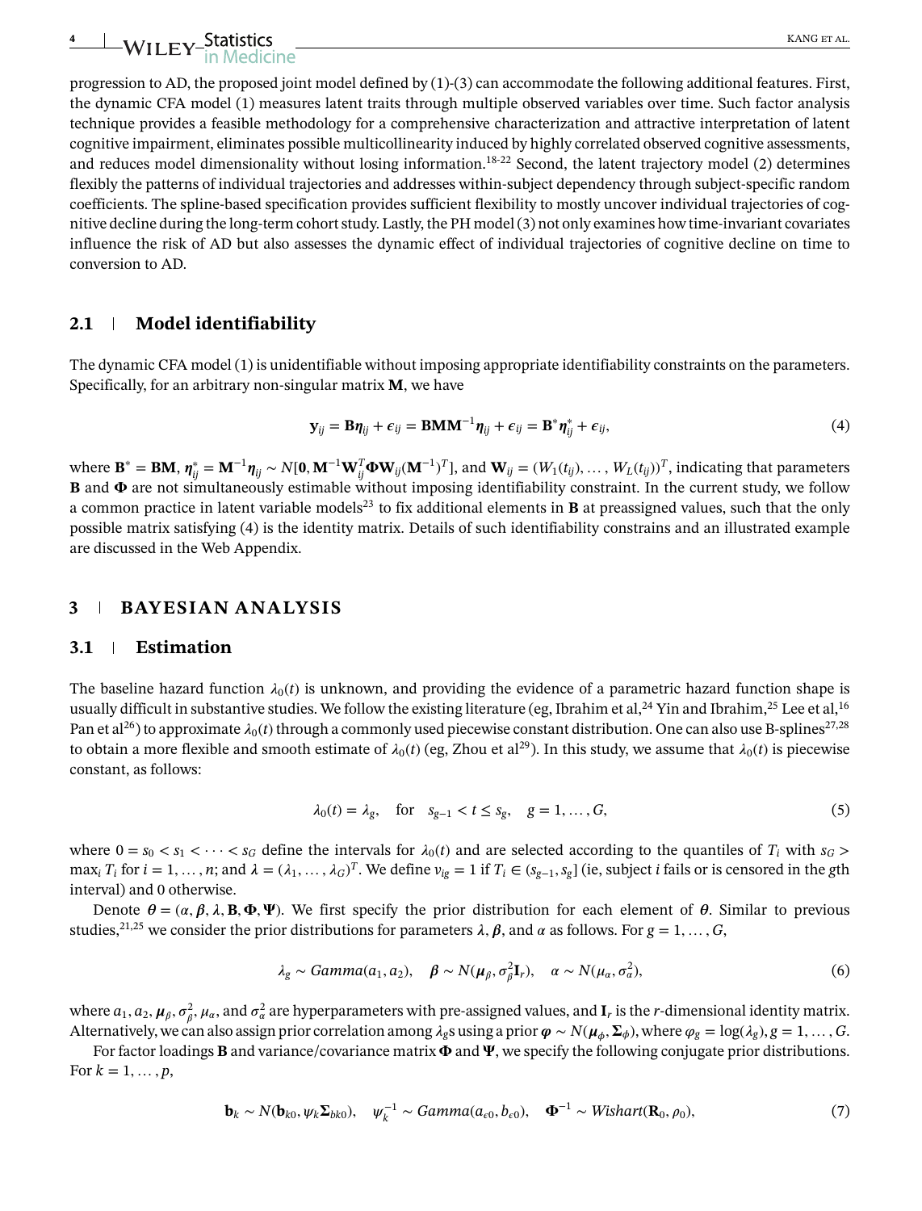progression to AD, the proposed joint model defined by (1)-(3) can accommodate the following additional features. First, the dynamic CFA model (1) measures latent traits through multiple observed variables over time. Such factor analysis technique provides a feasible methodology for a comprehensive characterization and attractive interpretation of latent cognitive impairment, eliminates possible multicollinearity induced by highly correlated observed cognitive assessments, and reduces model dimensionality without losing information.[18-22] Second, the latent trajectory model (2) determines flexibly the patterns of individual trajectories and addresses within-subject dependency through subject-specific random coefficients. The spline-based specification provides sufficient flexibility to mostly uncover individual trajectories of cognitive decline during the long-term cohort study. Lastly, the PH model (3) not only examines how time-invariant covariates influence the risk of AD but also assesses the dynamic effect of individual trajectories of cognitive decline on time to conversion to AD.

## 2.1 | Model identifiability

The dynamic CFA model (1) is unidentifiable without imposing appropriate identifiability constraints on the parameters. Specifically, for an arbitrary non-singular matrix $\mathbf{M}$, we have

$$\mathbf{y}_{ij} = \mathbf{B}\boldsymbol{\eta}_{ij} + \boldsymbol{\epsilon}_{ij} = \mathbf{B}\mathbf{M}\mathbf{M}^{-1}\boldsymbol{\eta}_{ij} + \boldsymbol{\epsilon}_{ij} = \mathbf{B}^{*}\boldsymbol{\eta}_{ij}^{*} + \boldsymbol{\epsilon}_{ij}, \tag{4}$$

where $\mathbf{B}^{*} = \mathbf{B}\mathbf{M}$, $\boldsymbol{\eta}_{ij}^{*} = \mathbf{M}^{-1}\boldsymbol{\eta}_{ij} \sim N[\mathbf{0}, \mathbf{M}^{-1}\mathbf{W}_{ij}^{T}\boldsymbol{\Phi}\mathbf{W}_{ij}(\mathbf{M}^{-1})^{T}]$, and $\mathbf{W}_{ij} = (W_1(t_{ij}), \dots, W_L(t_{ij}))^T$, indicating that parameters $\mathbf{B}$ and $\boldsymbol{\Phi}$ are not simultaneously estimable without imposing identifiability constraint. In the current study, we follow a common practice in latent variable models[23] to fix additional elements in $\mathbf{B}$ at preassigned values, such that the only possible matrix satisfying (4) is the identity matrix. Details of such identifiability constrains and an illustrated example are discussed in the Web Appendix.

# 3 | BAYESIAN ANALYSIS

## 3.1 | Estimation

The baseline hazard function $\lambda_0(t)$ is unknown, and providing the evidence of a parametric hazard function shape is usually difficult in substantive studies. We follow the existing literature (eg, Ibrahim et al,[24] Yin and Ibrahim,[25] Lee et al,[16] Pan et al[26]) to approximate $\lambda_0(t)$ through a commonly used piecewise constant distribution. One can also use B-splines[27,28] to obtain a more flexible and smooth estimate of $\lambda_0(t)$ (eg, Zhou et al[29]). In this study, we assume that $\lambda_0(t)$ is piecewise constant, as follows:

$$\lambda_0(t) = \lambda_g, \quad \text{for} \quad s_{g-1} < t \leq s_g, \quad g = 1, \dots, G, \tag{5}$$

where $0 = s_0 < s_1 < \cdots < s_G$ define the intervals for $\lambda_0(t)$ and are selected according to the quantiles of $T_i$ with $s_G > \max_i T_i$ for $i = 1, \dots, n$; and $\lambda = (\lambda_1, \dots, \lambda_G)^T$. We define $v_{ig} = 1$ if $T_i \in (s_{g-1}, s_g]$ (ie, subject $i$ fails or is censored in the $g$th interval) and 0 otherwise.

Denote $\boldsymbol{\theta} = (\alpha, \boldsymbol{\beta}, \lambda, \mathbf{B}, \boldsymbol{\Phi}, \boldsymbol{\Psi})$. We first specify the prior distribution for each element of $\boldsymbol{\theta}$. Similar to previous studies,[21,25] we consider the prior distributions for parameters $\lambda$, $\boldsymbol{\beta}$, and $\alpha$ as follows. For $g = 1, \dots, G$,

$$\lambda_g \sim Gamma(a_1, a_2), \quad \boldsymbol{\beta} \sim N(\boldsymbol{\mu}_{\beta}, \sigma_{\beta}^2 \mathbf{I}_r), \quad \alpha \sim N(\mu_{\alpha}, \sigma_{\alpha}^2), \tag{6}$$

where $a_1, a_2, \boldsymbol{\mu}_{\beta}, \sigma_{\beta}^2, \mu_{\alpha}$, and $\sigma_{\alpha}^2$ are hyperparameters with pre-assigned values, and $\mathbf{I}_r$ is the $r$-dimensional identity matrix. Alternatively, we can also assign prior correlation among $\lambda_g$s using a prior $\boldsymbol{\varphi} \sim N(\boldsymbol{\mu}_{\phi}, \boldsymbol{\Sigma}_{\phi})$, where $\varphi_g = \log(\lambda_g)$, $g = 1, \dots, G$.

For factor loadings $\mathbf{B}$ and variance/covariance matrix $\boldsymbol{\Phi}$ and $\boldsymbol{\Psi}$, we specify the following conjugate prior distributions. For $k = 1, \dots, p$,

$$\mathbf{b}_k \sim N(\mathbf{b}_{k0}, \psi_k \boldsymbol{\Sigma}_{bk0}), \quad \psi_k^{-1} \sim Gamma(a_{\epsilon 0}, b_{\epsilon 0}), \quad \boldsymbol{\Phi}^{-1} \sim Wishart(\mathbf{R}_0, \rho_0), \tag{7}$$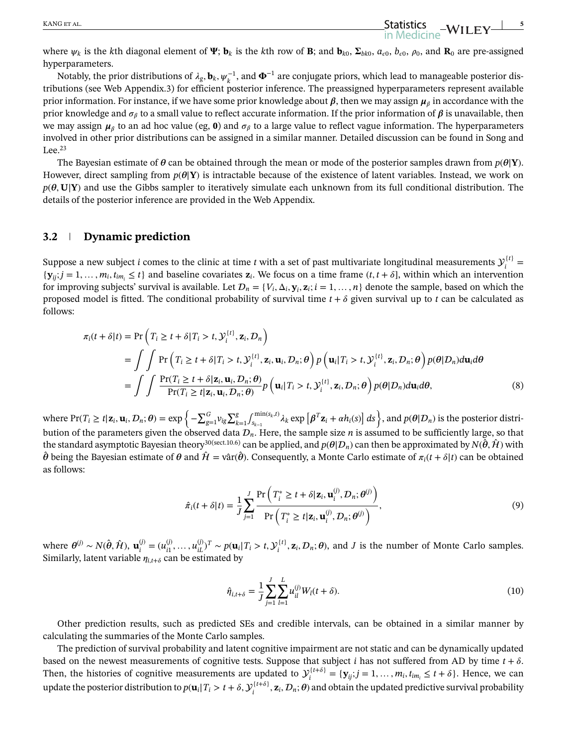where $\psi_k$ is the $k$th diagonal element of $\mathbf{\Psi}$; $\mathbf{b}_k$ is the $k$th row of $\mathbf{B}$; and $\mathbf{b}_{k0}$, $\mathbf{\Sigma}_{bk0}$, $a_{\epsilon 0}$, $b_{\epsilon 0}$, $\rho_0$, and $\mathbf{R}_0$ are pre-assigned hyperparameters.

Notably, the prior distributions of $\lambda_g$, $\mathbf{b}_k$, $\psi_k^{-1}$, and $\mathbf{\Phi}^{-1}$ are conjugate priors, which lead to manageable posterior distributions (see Web Appendix.3) for efficient posterior inference. The preassigned hyperparameters represent available prior information. For instance, if we have some prior knowledge about $\boldsymbol{\beta}$, then we may assign $\boldsymbol{\mu}_\beta$ in accordance with the prior knowledge and $\sigma_\beta$ to a small value to reflect accurate information. If the prior information of $\boldsymbol{\beta}$ is unavailable, then we may assign $\boldsymbol{\mu}_\beta$ to an ad hoc value (eg, $\mathbf{0}$) and $\sigma_\beta$ to a large value to reflect vague information. The hyperparameters involved in other prior distributions can be assigned in a similar manner. Detailed discussion can be found in Song and Lee.[23]

The Bayesian estimate of $\boldsymbol{\theta}$ can be obtained through the mean or mode of the posterior samples drawn from $p(\boldsymbol{\theta}|\mathbf{Y})$. However, direct sampling from $p(\boldsymbol{\theta}|\mathbf{Y})$ is intractable because of the existence of latent variables. Instead, we work on $p(\boldsymbol{\theta}, \mathbf{U}|\mathbf{Y})$ and use the Gibbs sampler to iteratively simulate each unknown from its full conditional distribution. The details of the posterior inference are provided in the Web Appendix.

## 3.2 Dynamic prediction

Suppose a new subject $i$ comes to the clinic at time $t$ with a set of past multivariate longitudinal measurements $\mathcal{Y}_i^{\{t\}} = \{\mathbf{y}_{ij}; j = 1, \dots, m_i, t_{im_i} \leq t\}$ and baseline covariates $\mathbf{z}_i$. We focus on a time frame $(t, t+\delta]$, within which an intervention for improving subjects' survival is available. Let $\mathcal{D}_n = \{V_i, \Delta_i, \mathbf{y}_i, \mathbf{z}_i; i = 1, \dots, n\}$ denote the sample, based on which the proposed model is fitted. The conditional probability of survival time $t+\delta$ given survival up to $t$ can be calculated as follows:

$$
\begin{aligned}
\pi_i(t+\delta|t) &= \Pr\left(T_i \geq t+\delta | T_i > t, \mathcal{Y}_i^{\{t\}}, \mathbf{z}_i, \mathcal{D}_n\right) \\
&= \int\int \Pr\left(T_i \geq t+\delta | T_i > t, \mathcal{Y}_i^{\{t\}}, \mathbf{z}_i, \mathbf{u}_i, \mathcal{D}_n; \boldsymbol{\theta}\right) p\left(\mathbf{u}_i | T_i > t, \mathcal{Y}_i^{\{t\}}, \mathbf{z}_i, \mathcal{D}_n; \boldsymbol{\theta}\right) p(\boldsymbol{\theta}|\mathcal{D}_n) d\mathbf{u}_i d\boldsymbol{\theta} \\
&= \int\int \frac{\Pr(T_i \geq t+\delta | \mathbf{z}_i, \mathbf{u}_i, \mathcal{D}_n; \boldsymbol{\theta})}{\Pr(T_i \geq t | \mathbf{z}_i, \mathbf{u}_i, \mathcal{D}_n; \boldsymbol{\theta})} p\left(\mathbf{u}_i | T_i > t, \mathcal{Y}_i^{\{t\}}, \mathbf{z}_i, \mathcal{D}_n; \boldsymbol{\theta}\right) p(\boldsymbol{\theta}|\mathcal{D}_n) d\mathbf{u}_i d\boldsymbol{\theta},
\end{aligned}
\tag{8}
$$

where $\Pr(T_i \geq t | \mathbf{z}_i, \mathbf{u}_i, \mathcal{D}_n; \boldsymbol{\theta}) = \exp\left\{-\sum_{g=1}^{G} v_{ig} \sum_{k=1}^{g} \int_{s_{k-1}}^{\min(s_k, t)} \lambda_k \exp\left[\boldsymbol{\beta}^T \mathbf{z}_i + \alpha h_i(s)\right] ds\right\}$, and $p(\boldsymbol{\theta}|\mathcal{D}_n)$ is the posterior distribution of the parameters given the observed data $\mathcal{D}_n$. Here, the sample size $n$ is assumed to be sufficiently large, so that the standard asymptotic Bayesian theory[30(sect.10.6)] can be applied, and $p(\boldsymbol{\theta}|\mathcal{D}_n)$ can then be approximated by $N(\hat{\boldsymbol{\theta}}, \hat{\mathcal{H}})$ with $\hat{\boldsymbol{\theta}}$ being the Bayesian estimate of $\boldsymbol{\theta}$ and $\hat{\mathcal{H}} = \widehat{\text{var}}(\hat{\boldsymbol{\theta}})$. Consequently, a Monte Carlo estimate of $\pi_i(t+\delta|t)$ can be obtained as follows:

$$
\hat{\pi}_i(t+\delta|t) = \frac{1}{J}\sum_{j=1}^{J} \frac{\Pr\left(T_i^* \geq t+\delta | \mathbf{z}_i, \mathbf{u}_i^{(j)}, \mathcal{D}_n; \boldsymbol{\theta}^{(j)}\right)}{\Pr\left(T_i^* \geq t | \mathbf{z}_i, \mathbf{u}_i^{(j)}, \mathcal{D}_n; \boldsymbol{\theta}^{(j)}\right)},
\tag{9}
$$

where $\boldsymbol{\theta}^{(j)} \sim N(\hat{\boldsymbol{\theta}}, \hat{\mathcal{H}})$, $\mathbf{u}_i^{(j)} = (u_{i1}^{(j)}, \dots, u_{iL}^{(j)})^T \sim p(\mathbf{u}_i | T_i > t, \mathcal{Y}_i^{\{t\}}, \mathbf{z}_i, \mathcal{D}_n; \boldsymbol{\theta})$, and $J$ is the number of Monte Carlo samples. Similarly, latent variable $\eta_{i,t+\delta}$ can be estimated by

$$
\hat{\eta}_{i,t+\delta} = \frac{1}{J}\sum_{j=1}^{J}\sum_{l=1}^{L} u_{il}^{(j)} W_l(t+\delta).
\tag{10}
$$

Other prediction results, such as predicted SEs and credible intervals, can be obtained in a similar manner by calculating the summaries of the Monte Carlo samples.

The prediction of survival probability and latent cognitive impairment are not static and can be dynamically updated based on the newest measurements of cognitive tests. Suppose that subject $i$ has not suffered from AD by time $t+\delta$. Then, the histories of cognitive measurements are updated to $\mathcal{Y}_i^{\{t+\delta\}} = \{\mathbf{y}_{ij}; j = 1, \dots, m_i, t_{im_i} \leq t+\delta\}$. Hence, we can update the posterior distribution to $p(\mathbf{u}_i | T_i > t+\delta, \mathcal{Y}_i^{\{t+\delta\}}, \mathbf{z}_i, \mathcal{D}_n; \boldsymbol{\theta})$ and obtain the updated predictive survival probability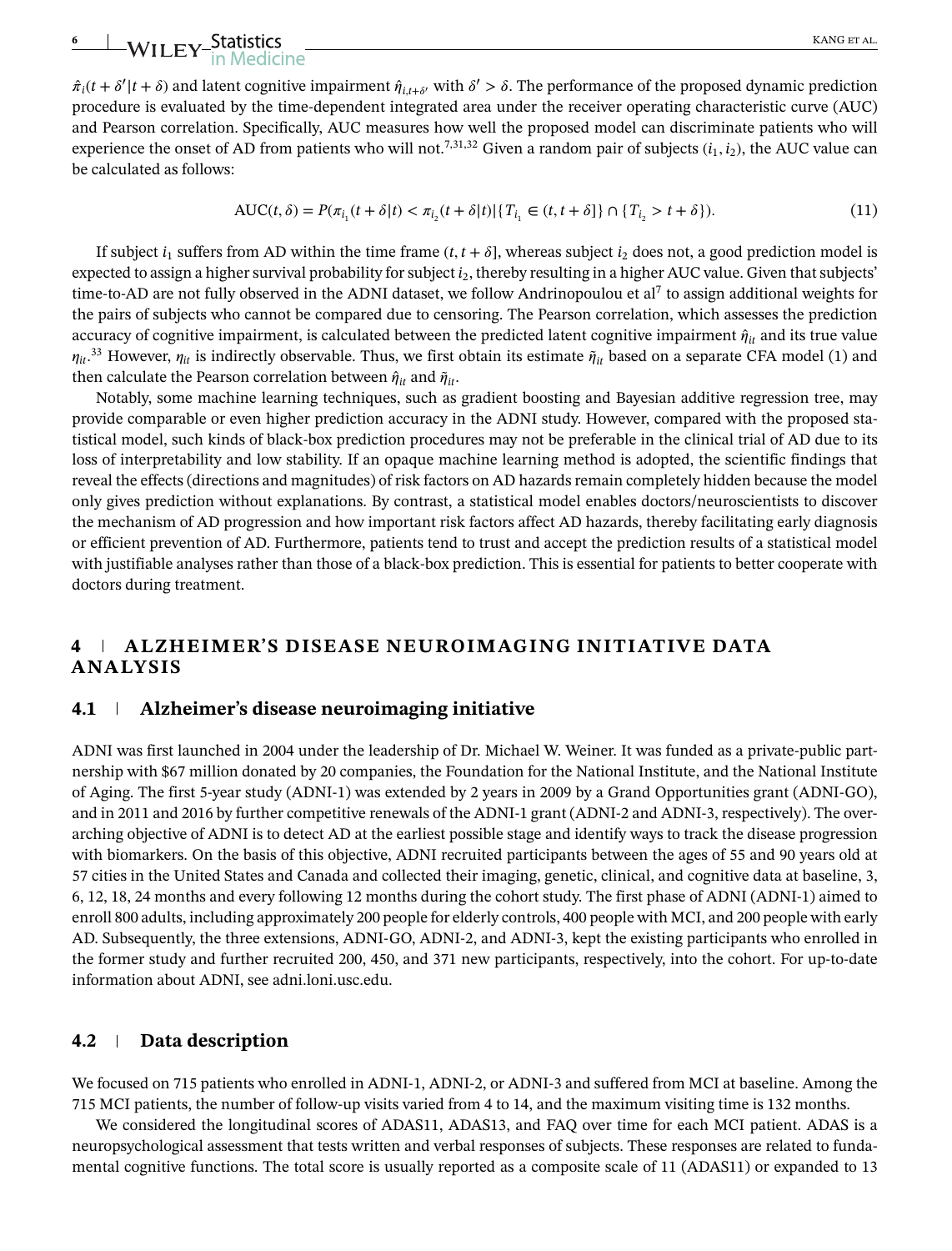$\hat{\pi}_i(t + \delta' | t + \delta)$ and latent cognitive impairment $\hat{\eta}_{i,t+\delta'}$ with $\delta' > \delta$. The performance of the proposed dynamic prediction procedure is evaluated by the time-dependent integrated area under the receiver operating characteristic curve (AUC) and Pearson correlation. Specifically, AUC measures how well the proposed model can discriminate patients who will experience the onset of AD from patients who will not.[7,31,32] Given a random pair of subjects $(i_1, i_2)$, the AUC value can be calculated as follows:

$$\mathrm{AUC}(t, \delta) = P(\pi_{i_1}(t + \delta | t) < \pi_{i_2}(t + \delta | t) | \{T_{i_1} \in (t, t + \delta]\} \cap \{T_{i_2} > t + \delta\}). \tag{11}$$

If subject $i_1$ suffers from AD within the time frame $(t, t + \delta]$, whereas subject $i_2$ does not, a good prediction model is expected to assign a higher survival probability for subject $i_2$, thereby resulting in a higher AUC value. Given that subjects' time-to-AD are not fully observed in the ADNI dataset, we follow Andrinopoulou et al[7] to assign additional weights for the pairs of subjects who cannot be compared due to censoring. The Pearson correlation, which assesses the prediction accuracy of cognitive impairment, is calculated between the predicted latent cognitive impairment $\hat{\eta}_{it}$ and its true value $\eta_{it}$.[33] However, $\eta_{it}$ is indirectly observable. Thus, we first obtain its estimate $\tilde{\eta}_{it}$ based on a separate CFA model (1) and then calculate the Pearson correlation between $\hat{\eta}_{it}$ and $\tilde{\eta}_{it}$.

Notably, some machine learning techniques, such as gradient boosting and Bayesian additive regression tree, may provide comparable or even higher prediction accuracy in the ADNI study. However, compared with the proposed statistical model, such kinds of black-box prediction procedures may not be preferable in the clinical trial of AD due to its loss of interpretability and low stability. If an opaque machine learning method is adopted, the scientific findings that reveal the effects (directions and magnitudes) of risk factors on AD hazards remain completely hidden because the model only gives prediction without explanations. By contrast, a statistical model enables doctors/neuroscientists to discover the mechanism of AD progression and how important risk factors affect AD hazards, thereby facilitating early diagnosis or efficient prevention of AD. Furthermore, patients tend to trust and accept the prediction results of a statistical model with justifiable analyses rather than those of a black-box prediction. This is essential for patients to better cooperate with doctors during treatment.

# 4 ALZHEIMER'S DISEASE NEUROIMAGING INITIATIVE DATA ANALYSIS

## 4.1 Alzheimer's disease neuroimaging initiative

ADNI was first launched in 2004 under the leadership of Dr. Michael W. Weiner. It was funded as a private-public partnership with $67 million donated by 20 companies, the Foundation for the National Institute, and the National Institute of Aging. The first 5-year study (ADNI-1) was extended by 2 years in 2009 by a Grand Opportunities grant (ADNI-GO), and in 2011 and 2016 by further competitive renewals of the ADNI-1 grant (ADNI-2 and ADNI-3, respectively). The overarching objective of ADNI is to detect AD at the earliest possible stage and identify ways to track the disease progression with biomarkers. On the basis of this objective, ADNI recruited participants between the ages of 55 and 90 years old at 57 cities in the United States and Canada and collected their imaging, genetic, clinical, and cognitive data at baseline, 3, 6, 12, 18, 24 months and every following 12 months during the cohort study. The first phase of ADNI (ADNI-1) aimed to enroll 800 adults, including approximately 200 people for elderly controls, 400 people with MCI, and 200 people with early AD. Subsequently, the three extensions, ADNI-GO, ADNI-2, and ADNI-3, kept the existing participants who enrolled in the former study and further recruited 200, 450, and 371 new participants, respectively, into the cohort. For up-to-date information about ADNI, see adni.loni.usc.edu.

## 4.2 Data description

We focused on 715 patients who enrolled in ADNI-1, ADNI-2, or ADNI-3 and suffered from MCI at baseline. Among the 715 MCI patients, the number of follow-up visits varied from 4 to 14, and the maximum visiting time is 132 months.

We considered the longitudinal scores of ADAS11, ADAS13, and FAQ over time for each MCI patient. ADAS is a neuropsychological assessment that tests written and verbal responses of subjects. These responses are related to fundamental cognitive functions. The total score is usually reported as a composite scale of 11 (ADAS11) or expanded to 13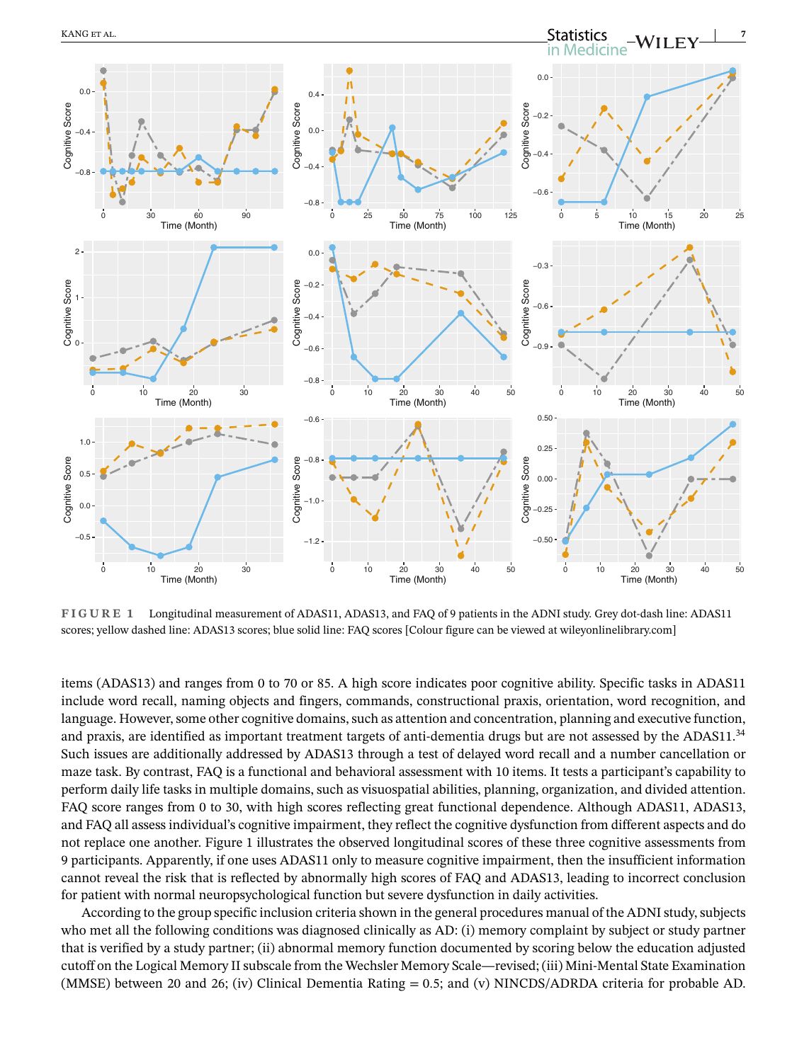FIGURE 1 Longitudinal measurement of ADAS11, ADAS13, and FAQ of 9 patients in the ADNI study. Grey dot-dash line: ADAS11 scores; yellow dashed line: ADAS13 scores; blue solid line: FAQ scores [Colour figure can be viewed at wileyonlinelibrary.com]

items (ADAS13) and ranges from 0 to 70 or 85. A high score indicates poor cognitive ability. Specific tasks in ADAS11 include word recall, naming objects and fingers, commands, constructional praxis, orientation, word recognition, and language. However, some other cognitive domains, such as attention and concentration, planning and executive function, and praxis, are identified as important treatment targets of anti-dementia drugs but are not assessed by the ADAS11.[34] Such issues are additionally addressed by ADAS13 through a test of delayed word recall and a number cancellation or maze task. By contrast, FAQ is a functional and behavioral assessment with 10 items. It tests a participant's capability to perform daily life tasks in multiple domains, such as visuospatial abilities, planning, organization, and divided attention. FAQ score ranges from 0 to 30, with high scores reflecting great functional dependence. Although ADAS11, ADAS13, and FAQ all assess individual's cognitive impairment, they reflect the cognitive dysfunction from different aspects and do not replace one another. Figure 1 illustrates the observed longitudinal scores of these three cognitive assessments from 9 participants. Apparently, if one uses ADAS11 only to measure cognitive impairment, then the insufficient information cannot reveal the risk that is reflected by abnormally high scores of FAQ and ADAS13, leading to incorrect conclusion for patient with normal neuropsychological function but severe dysfunction in daily activities.

According to the group specific inclusion criteria shown in the general procedures manual of the ADNI study, subjects who met all the following conditions was diagnosed clinically as AD: (i) memory complaint by subject or study partner that is verified by a study partner; (ii) abnormal memory function documented by scoring below the education adjusted cutoff on the Logical Memory II subscale from the Wechsler Memory Scale—revised; (iii) Mini-Mental State Examination (MMSE) between 20 and 26; (iv) Clinical Dementia Rating = 0.5; and (v) NINCDS/ADRDA criteria for probable AD.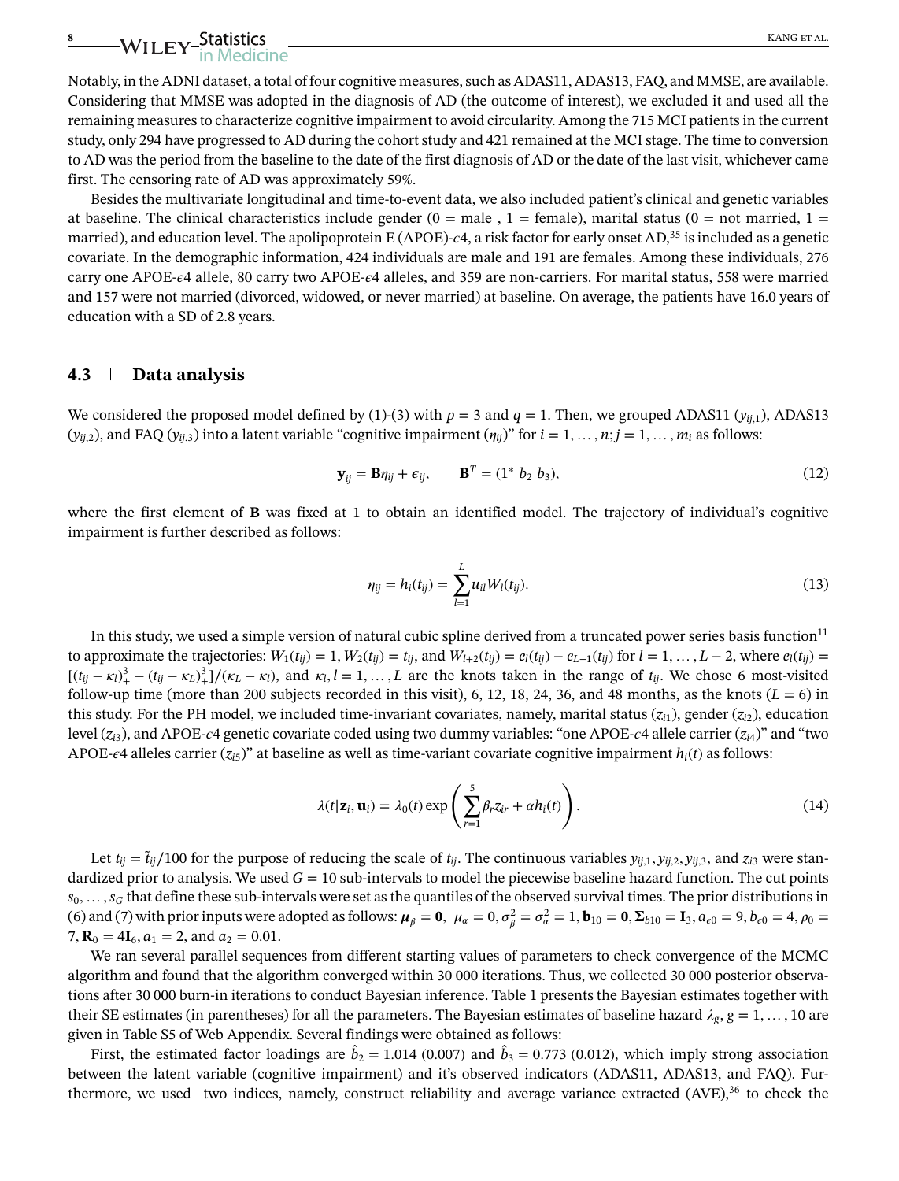Notably, in the ADNI dataset, a total of four cognitive measures, such as ADAS11, ADAS13, FAQ, and MMSE, are available. Considering that MMSE was adopted in the diagnosis of AD (the outcome of interest), we excluded it and used all the remaining measures to characterize cognitive impairment to avoid circularity. Among the 715 MCI patients in the current study, only 294 have progressed to AD during the cohort study and 421 remained at the MCI stage. The time to conversion to AD was the period from the baseline to the date of the first diagnosis of AD or the date of the last visit, whichever came first. The censoring rate of AD was approximately 59%.

Besides the multivariate longitudinal and time-to-event data, we also included patient's clinical and genetic variables at baseline. The clinical characteristics include gender (0 = male , 1 = female), marital status (0 = not married, 1 = married), and education level. The apolipoprotein E (APOE)-$\epsilon$4, a risk factor for early onset AD,[35] is included as a genetic covariate. In the demographic information, 424 individuals are male and 191 are females. Among these individuals, 276 carry one APOE-$\epsilon$4 allele, 80 carry two APOE-$\epsilon$4 alleles, and 359 are non-carriers. For marital status, 558 were married and 157 were not married (divorced, widowed, or never married) at baseline. On average, the patients have 16.0 years of education with a SD of 2.8 years.

### 4.3 Data analysis

We considered the proposed model defined by (1)-(3) with $p = 3$ and $q = 1$. Then, we grouped ADAS11 ($y_{ij,1}$), ADAS13 ($y_{ij,2}$), and FAQ ($y_{ij,3}$) into a latent variable "cognitive impairment ($\eta_{ij}$)" for $i = 1, \ldots, n; j = 1, \ldots, m_i$ as follows:

$$\mathbf{y}_{ij} = \mathbf{B}\eta_{ij} + \epsilon_{ij}, \qquad \mathbf{B}^T = (1^* \ b_2 \ b_3), \tag{12}$$

where the first element of $\mathbf{B}$ was fixed at 1 to obtain an identified model. The trajectory of individual's cognitive impairment is further described as follows:

$$\eta_{ij} = h_i(t_{ij}) = \sum_{l=1}^{L} u_{il} W_l(t_{ij}). \tag{13}$$

In this study, we used a simple version of natural cubic spline derived from a truncated power series basis function[11] to approximate the trajectories: $W_1(t_{ij}) = 1, W_2(t_{ij}) = t_{ij}$, and $W_{l+2}(t_{ij}) = e_l(t_{ij}) - e_{L-1}(t_{ij})$ for $l = 1, \ldots, L-2$, where $e_l(t_{ij}) = [(t_{ij} - \kappa_l)_+^3 - (t_{ij} - \kappa_L)_+^3]/(\kappa_L - \kappa_l)$, and $\kappa_l, l = 1, \ldots, L$ are the knots taken in the range of $t_{ij}$. We chose 6 most-visited follow-up time (more than 200 subjects recorded in this visit), 6, 12, 18, 24, 36, and 48 months, as the knots ($L = 6$) in this study. For the PH model, we included time-invariant covariates, namely, marital status ($z_{i1}$), gender ($z_{i2}$), education level ($z_{i3}$), and APOE-$\epsilon$4 genetic covariate coded using two dummy variables: "one APOE-$\epsilon$4 allele carrier ($z_{i4}$)" and "two APOE-$\epsilon$4 alleles carrier ($z_{i5}$)" at baseline as well as time-variant covariate cognitive impairment $h_i(t)$ as follows:

$$\lambda(t|\mathbf{z}_i, \mathbf{u}_i) = \lambda_0(t) \exp\left( \sum_{r=1}^{5} \beta_r z_{ir} + \alpha h_i(t) \right). \tag{14}$$

Let $t_{ij} = \tilde{t}_{ij}/100$ for the purpose of reducing the scale of $t_{ij}$. The continuous variables $y_{ij,1}, y_{ij,2}, y_{ij,3}$, and $z_{i3}$ were standardized prior to analysis. We used $G = 10$ sub-intervals to model the piecewise baseline hazard function. The cut points $s_0, \ldots, s_G$ that define these sub-intervals were set as the quantiles of the observed survival times. The prior distributions in (6) and (7) with prior inputs were adopted as follows: $\boldsymbol{\mu}_\beta = \mathbf{0}$, $\mu_\alpha = 0, \sigma_\beta^2 = \sigma_\alpha^2 = 1, \mathbf{b}_{10} = \mathbf{0}, \boldsymbol{\Sigma}_{b10} = \mathbf{I}_3, a_{\epsilon 0} = 9, b_{\epsilon 0} = 4, \rho_0 = 7, \mathbf{R}_0 = 4\mathbf{I}_6, a_1 = 2$, and $a_2 = 0.01$.

We ran several parallel sequences from different starting values of parameters to check convergence of the MCMC algorithm and found that the algorithm converged within 30 000 iterations. Thus, we collected 30 000 posterior observations after 30 000 burn-in iterations to conduct Bayesian inference. Table 1 presents the Bayesian estimates together with their SE estimates (in parentheses) for all the parameters. The Bayesian estimates of baseline hazard $\lambda_g, g = 1, \ldots, 10$ are given in Table S5 of Web Appendix. Several findings were obtained as follows:

First, the estimated factor loadings are $\hat{b}_2 = 1.014$ (0.007) and $\hat{b}_3 = 0.773$ (0.012), which imply strong association between the latent variable (cognitive impairment) and it's observed indicators (ADAS11, ADAS13, and FAQ). Furthermore, we used two indices, namely, construct reliability and average variance extracted (AVE),[36] to check the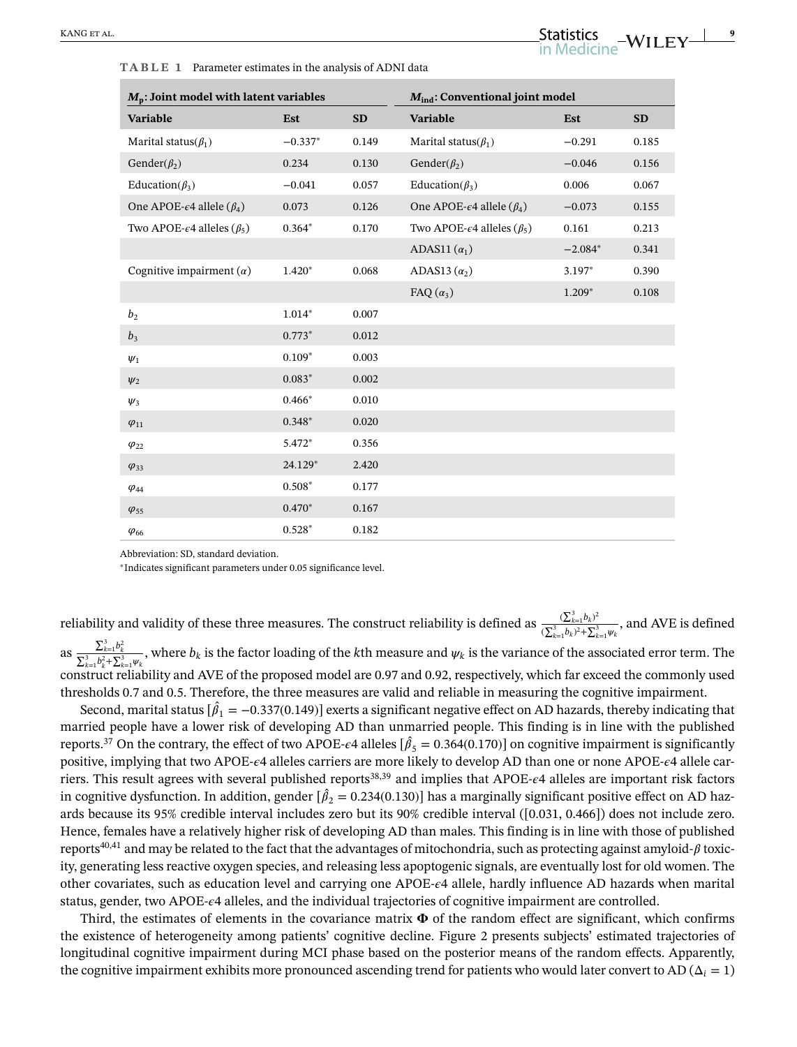**TABLE 1** Parameter estimates in the analysis of ADNI data

| $M_p$: Joint model with latent variables | | | $M_{ind}$: Conventional joint model | | |
|---|---|---|---|---|---|
| **Variable** | **Est** | **SD** | **Variable** | **Est** | **SD** |
| Marital status($\beta_1$) | −0.337* | 0.149 | Marital status($\beta_1$) | −0.291 | 0.185 |
| Gender($\beta_2$) | 0.234 | 0.130 | Gender($\beta_2$) | −0.046 | 0.156 |
| Education($\beta_3$) | −0.041 | 0.057 | Education($\beta_3$) | 0.006 | 0.067 |
| One APOE-$\epsilon$4 allele ($\beta_4$) | 0.073 | 0.126 | One APOE-$\epsilon$4 allele ($\beta_4$) | −0.073 | 0.155 |
| Two APOE-$\epsilon$4 alleles ($\beta_5$) | 0.364* | 0.170 | Two APOE-$\epsilon$4 alleles ($\beta_5$) | 0.161 | 0.213 |
| | | | ADAS11 ($\alpha_1$) | −2.084* | 0.341 |
| Cognitive impairment ($\alpha$) | 1.420* | 0.068 | ADAS13 ($\alpha_2$) | 3.197* | 0.390 |
| | | | FAQ ($\alpha_3$) | 1.209* | 0.108 |
| $b_2$ | 1.014* | 0.007 | | | |
| $b_3$ | 0.773* | 0.012 | | | |
| $\psi_1$ | 0.109* | 0.003 | | | |
| $\psi_2$ | 0.083* | 0.002 | | | |
| $\psi_3$ | 0.466* | 0.010 | | | |
| $\varphi_{11}$ | 0.348* | 0.020 | | | |
| $\varphi_{22}$ | 5.472* | 0.356 | | | |
| $\varphi_{33}$ | 24.129* | 2.420 | | | |
| $\varphi_{44}$ | 0.508* | 0.177 | | | |
| $\varphi_{55}$ | 0.470* | 0.167 | | | |
| $\varphi_{66}$ | 0.528* | 0.182 | | | |

Abbreviation: SD, standard deviation.

*Indicates significant parameters under 0.05 significance level.

reliability and validity of these three measures. The construct reliability is defined as $\frac{(\sum_{k=1}^{3} b_k)^2}{(\sum_{k=1}^{3} b_k)^2+\sum_{k=1}^{3}\psi_k}$, and AVE is defined as $\frac{\sum_{k=1}^{3} b_k^2}{\sum_{k=1}^{3} b_k^2+\sum_{k=1}^{3}\psi_k}$, where $b_k$ is the factor loading of the $k$th measure and $\psi_k$ is the variance of the associated error term. The construct reliability and AVE of the proposed model are 0.97 and 0.92, respectively, which far exceed the commonly used thresholds 0.7 and 0.5. Therefore, the three measures are valid and reliable in measuring the cognitive impairment.

Second, marital status [$\hat{\beta}_1 = -0.337(0.149)$] exerts a significant negative effect on AD hazards, thereby indicating that married people have a lower risk of developing AD than unmarried people. This finding is in line with the published reports.[37] On the contrary, the effect of two APOE-$\epsilon$4 alleles [$\hat{\beta}_5 = 0.364(0.170)$] on cognitive impairment is significantly positive, implying that two APOE-$\epsilon$4 alleles carriers are more likely to develop AD than one or none APOE-$\epsilon$4 allele carriers. This result agrees with several published reports[38,39] and implies that APOE-$\epsilon$4 alleles are important risk factors in cognitive dysfunction. In addition, gender [$\hat{\beta}_2 = 0.234(0.130)$] has a marginally significant positive effect on AD hazards because its 95% credible interval includes zero but its 90% credible interval ([0.031, 0.466]) does not include zero. Hence, females have a relatively higher risk of developing AD than males. This finding is in line with those of published reports[40,41] and may be related to the fact that the advantages of mitochondria, such as protecting against amyloid-$\beta$ toxicity, generating less reactive oxygen species, and releasing less apoptogenic signals, are eventually lost for old women. The other covariates, such as education level and carrying one APOE-$\epsilon$4 allele, hardly influence AD hazards when marital status, gender, two APOE-$\epsilon$4 alleles, and the individual trajectories of cognitive impairment are controlled.

Third, the estimates of elements in the covariance matrix $\mathbf{\Phi}$ of the random effect are significant, which confirms the existence of heterogeneity among patients' cognitive decline. Figure 2 presents subjects' estimated trajectories of longitudinal cognitive impairment during MCI phase based on the posterior means of the random effects. Apparently, the cognitive impairment exhibits more pronounced ascending trend for patients who would later convert to AD ($\Delta_i = 1$)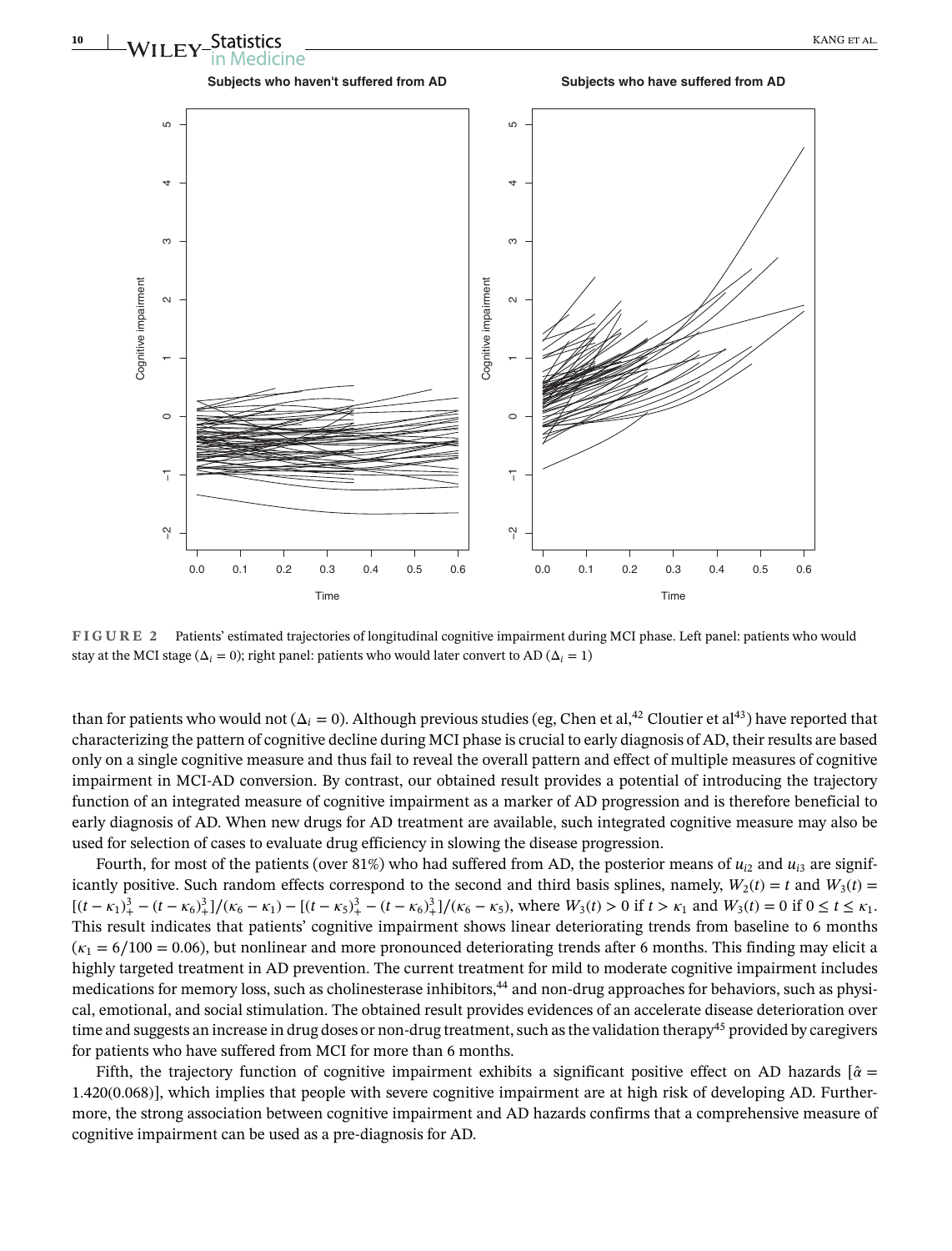**FIGURE 2** Patients' estimated trajectories of longitudinal cognitive impairment during MCI phase. Left panel: patients who would stay at the MCI stage ($\Delta_i = 0$); right panel: patients who would later convert to AD ($\Delta_i = 1$)

than for patients who would not ($\Delta_i = 0$). Although previous studies (eg, Chen et al,[42] Cloutier et al[43]) have reported that characterizing the pattern of cognitive decline during MCI phase is crucial to early diagnosis of AD, their results are based only on a single cognitive measure and thus fail to reveal the overall pattern and effect of multiple measures of cognitive impairment in MCI-AD conversion. By contrast, our obtained result provides a potential of introducing the trajectory function of an integrated measure of cognitive impairment as a marker of AD progression and is therefore beneficial to early diagnosis of AD. When new drugs for AD treatment are available, such integrated cognitive measure may also be used for selection of cases to evaluate drug efficiency in slowing the disease progression.

Fourth, for most of the patients (over 81%) who had suffered from AD, the posterior means of $u_{i2}$ and $u_{i3}$ are significantly positive. Such random effects correspond to the second and third basis splines, namely, $W_2(t) = t$ and $W_3(t) = [(t-\kappa_1)_+^3 - (t-\kappa_6)_+^3]/(\kappa_6 - \kappa_1) - [(t-\kappa_5)_+^3 - (t-\kappa_6)_+^3]/(\kappa_6 - \kappa_5)$, where $W_3(t) > 0$ if $t > \kappa_1$ and $W_3(t) = 0$ if $0 \leq t \leq \kappa_1$. This result indicates that patients' cognitive impairment shows linear deteriorating trends from baseline to 6 months ($\kappa_1 = 6/100 = 0.06$), but nonlinear and more pronounced deteriorating trends after 6 months. This finding may elicit a highly targeted treatment in AD prevention. The current treatment for mild to moderate cognitive impairment includes medications for memory loss, such as cholinesterase inhibitors,[44] and non-drug approaches for behaviors, such as physical, emotional, and social stimulation. The obtained result provides evidences of an accelerate disease deterioration over time and suggests an increase in drug doses or non-drug treatment, such as the validation therapy[45] provided by caregivers for patients who have suffered from MCI for more than 6 months.

Fifth, the trajectory function of cognitive impairment exhibits a significant positive effect on AD hazards [$\hat{\alpha} = 1.420(0.068)$], which implies that people with severe cognitive impairment are at high risk of developing AD. Furthermore, the strong association between cognitive impairment and AD hazards confirms that a comprehensive measure of cognitive impairment can be used as a pre-diagnosis for AD.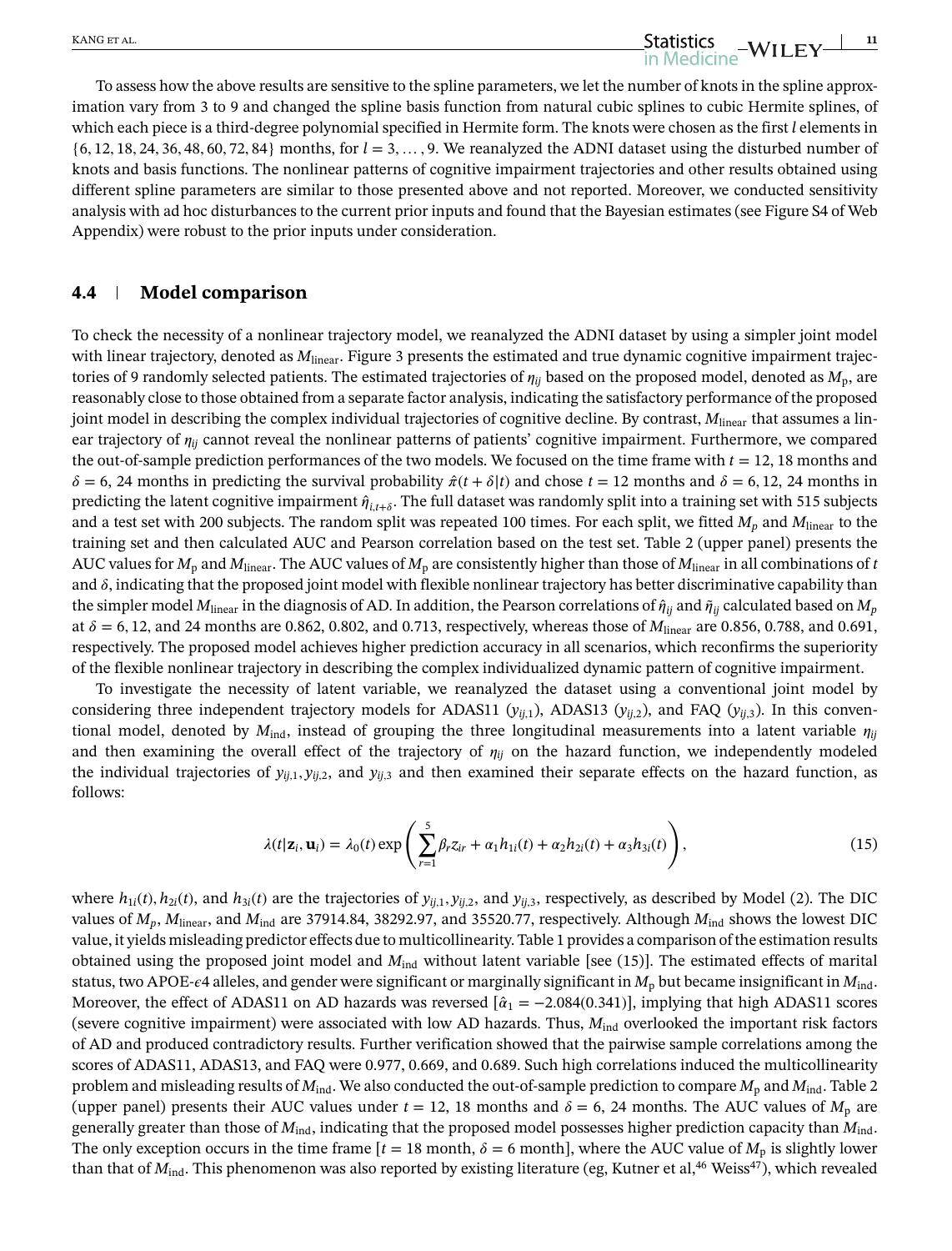To assess how the above results are sensitive to the spline parameters, we let the number of knots in the spline approximation vary from 3 to 9 and changed the spline basis function from natural cubic splines to cubic Hermite splines, of which each piece is a third-degree polynomial specified in Hermite form. The knots were chosen as the first $l$ elements in $\{6, 12, 18, 24, 36, 48, 60, 72, 84\}$ months, for $l = 3, \ldots, 9$. We reanalyzed the ADNI dataset using the disturbed number of knots and basis functions. The nonlinear patterns of cognitive impairment trajectories and other results obtained using different spline parameters are similar to those presented above and not reported. Moreover, we conducted sensitivity analysis with ad hoc disturbances to the current prior inputs and found that the Bayesian estimates (see Figure S4 of Web Appendix) were robust to the prior inputs under consideration.

## 4.4 Model comparison

To check the necessity of a nonlinear trajectory model, we reanalyzed the ADNI dataset by using a simpler joint model with linear trajectory, denoted as $M_{\text{linear}}$. Figure 3 presents the estimated and true dynamic cognitive impairment trajectories of 9 randomly selected patients. The estimated trajectories of $\eta_{ij}$ based on the proposed model, denoted as $M_{\text{p}}$, are reasonably close to those obtained from a separate factor analysis, indicating the satisfactory performance of the proposed joint model in describing the complex individual trajectories of cognitive decline. By contrast, $M_{\text{linear}}$ that assumes a linear trajectory of $\eta_{ij}$ cannot reveal the nonlinear patterns of patients' cognitive impairment. Furthermore, we compared the out-of-sample prediction performances of the two models. We focused on the time frame with $t = 12$, 18 months and $\delta = 6$, 24 months in predicting the survival probability $\hat{\pi}(t + \delta | t)$ and chose $t = 12$ months and $\delta = 6, 12, 24$ months in predicting the latent cognitive impairment $\hat{\eta}_{i,t+\delta}$. The full dataset was randomly split into a training set with 515 subjects and a test set with 200 subjects. The random split was repeated 100 times. For each split, we fitted $M_p$ and $M_{\text{linear}}$ to the training set and then calculated AUC and Pearson correlation based on the test set. Table 2 (upper panel) presents the AUC values for $M_{\text{p}}$ and $M_{\text{linear}}$. The AUC values of $M_{\text{p}}$ are consistently higher than those of $M_{\text{linear}}$ in all combinations of $t$ and $\delta$, indicating that the proposed joint model with flexible nonlinear trajectory has better discriminative capability than the simpler model $M_{\text{linear}}$ in the diagnosis of AD. In addition, the Pearson correlations of $\hat{\eta}_{ij}$ and $\tilde{\eta}_{ij}$ calculated based on $M_p$ at $\delta = 6$, 12, and 24 months are 0.862, 0.802, and 0.713, respectively, whereas those of $M_{\text{linear}}$ are 0.856, 0.788, and 0.691, respectively. The proposed model achieves higher prediction accuracy in all scenarios, which reconfirms the superiority of the flexible nonlinear trajectory in describing the complex individualized dynamic pattern of cognitive impairment.

To investigate the necessity of latent variable, we reanalyzed the dataset using a conventional joint model by considering three independent trajectory models for ADAS11 ($y_{ij,1}$), ADAS13 ($y_{ij,2}$), and FAQ ($y_{ij,3}$). In this conventional model, denoted by $M_{\text{ind}}$, instead of grouping the three longitudinal measurements into a latent variable $\eta_{ij}$ and then examining the overall effect of the trajectory of $\eta_{ij}$ on the hazard function, we independently modeled the individual trajectories of $y_{ij,1}, y_{ij,2}$, and $y_{ij,3}$ and then examined their separate effects on the hazard function, as follows:

$$\lambda(t|\mathbf{z}_i, \mathbf{u}_i) = \lambda_0(t) \exp\left( \sum_{r=1}^{5} \beta_r z_{ir} + \alpha_1 h_{1i}(t) + \alpha_2 h_{2i}(t) + \alpha_3 h_{3i}(t) \right), \tag{15}$$

where $h_{1i}(t), h_{2i}(t)$, and $h_{3i}(t)$ are the trajectories of $y_{ij,1}, y_{ij,2}$, and $y_{ij,3}$, respectively, as described by Model (2). The DIC values of $M_p$, $M_{\text{linear}}$, and $M_{\text{ind}}$ are 37914.84, 38292.97, and 35520.77, respectively. Although $M_{\text{ind}}$ shows the lowest DIC value, it yields misleading predictor effects due to multicollinearity. Table 1 provides a comparison of the estimation results obtained using the proposed joint model and $M_{\text{ind}}$ without latent variable [see (15)]. The estimated effects of marital status, two APOE-$\epsilon$4 alleles, and gender were significant or marginally significant in $M_{\text{p}}$ but became insignificant in $M_{\text{ind}}$. Moreover, the effect of ADAS11 on AD hazards was reversed [$\hat{\alpha}_1 = -2.084(0.341)$], implying that high ADAS11 scores (severe cognitive impairment) were associated with low AD hazards. Thus, $M_{\text{ind}}$ overlooked the important risk factors of AD and produced contradictory results. Further verification showed that the pairwise sample correlations among the scores of ADAS11, ADAS13, and FAQ were 0.977, 0.669, and 0.689. Such high correlations induced the multicollinearity problem and misleading results of $M_{\text{ind}}$. We also conducted the out-of-sample prediction to compare $M_{\text{p}}$ and $M_{\text{ind}}$. Table 2 (upper panel) presents their AUC values under $t = 12$, 18 months and $\delta = 6$, 24 months. The AUC values of $M_{\text{p}}$ are generally greater than those of $M_{\text{ind}}$, indicating that the proposed model possesses higher prediction capacity than $M_{\text{ind}}$. The only exception occurs in the time frame [$t = 18$ month, $\delta = 6$ month], where the AUC value of $M_{\text{p}}$ is slightly lower than that of $M_{\text{ind}}$. This phenomenon was also reported by existing literature (eg, Kutner et al,[46] Weiss[47]), which revealed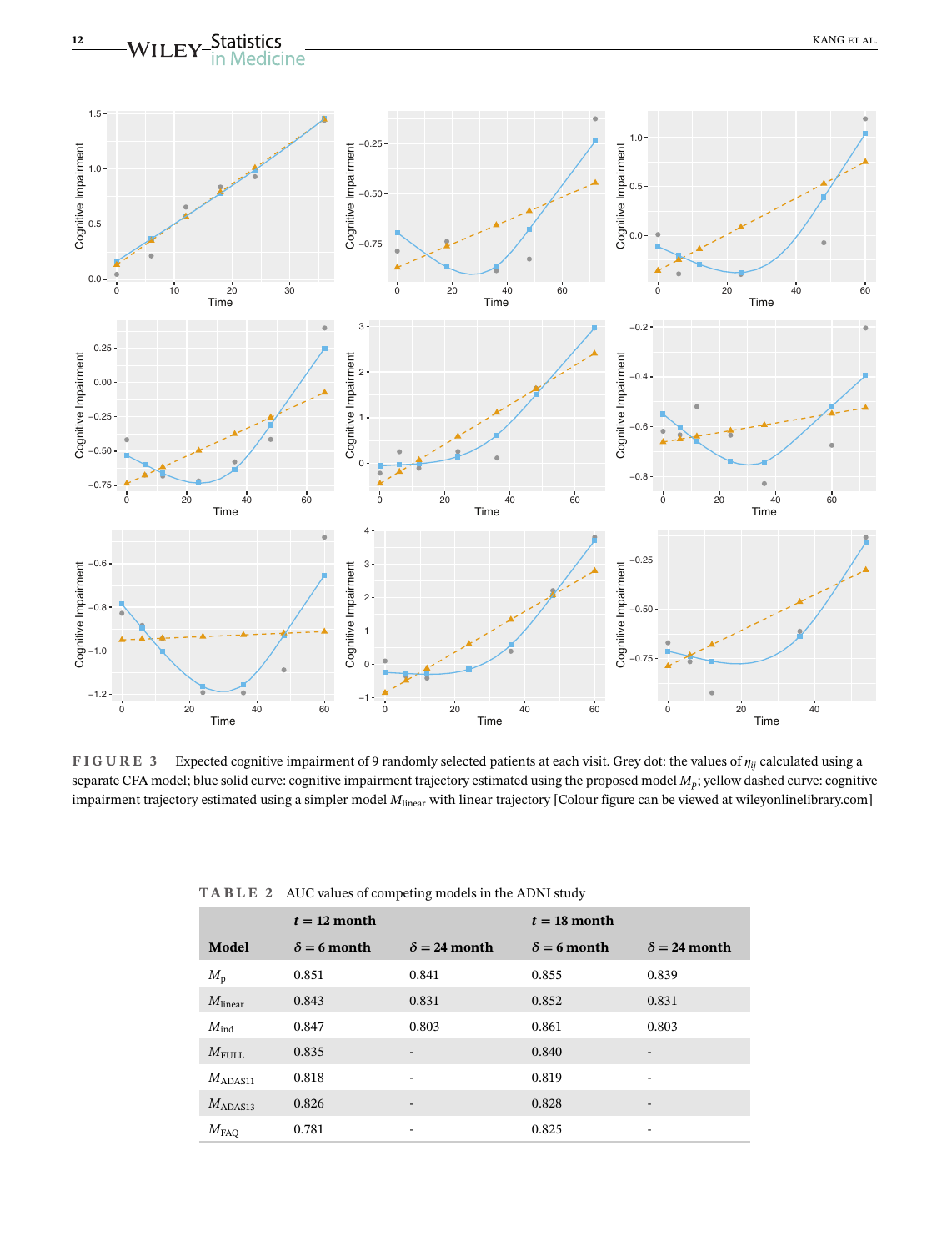**FIGURE 3** Expected cognitive impairment of 9 randomly selected patients at each visit. Grey dot: the values of $\eta_{ij}$ calculated using a separate CFA model; blue solid curve: cognitive impairment trajectory estimated using the proposed model $M_p$; yellow dashed curve: cognitive impairment trajectory estimated using a simpler model $M_{\text{linear}}$ with linear trajectory [Colour figure can be viewed at wileyonlinelibrary.com]

**TABLE 2** AUC values of competing models in the ADNI study

| | $t = 12$ month | | $t = 18$ month | |
|---|---|---|---|---|
| **Model** | $\delta = 6$ **month** | $\delta = 24$ **month** | $\delta = 6$ **month** | $\delta = 24$ **month** |
| $M_{\text{p}}$ | 0.851 | 0.841 | 0.855 | 0.839 |
| $M_{\text{linear}}$ | 0.843 | 0.831 | 0.852 | 0.831 |
| $M_{\text{ind}}$ | 0.847 | 0.803 | 0.861 | 0.803 |
| $M_{\text{FULL}}$ | 0.835 | - | 0.840 | - |
| $M_{\text{ADAS11}}$ | 0.818 | - | 0.819 | - |
| $M_{\text{ADAS13}}$ | 0.826 | - | 0.828 | - |
| $M_{\text{FAQ}}$ | 0.781 | - | 0.825 | - |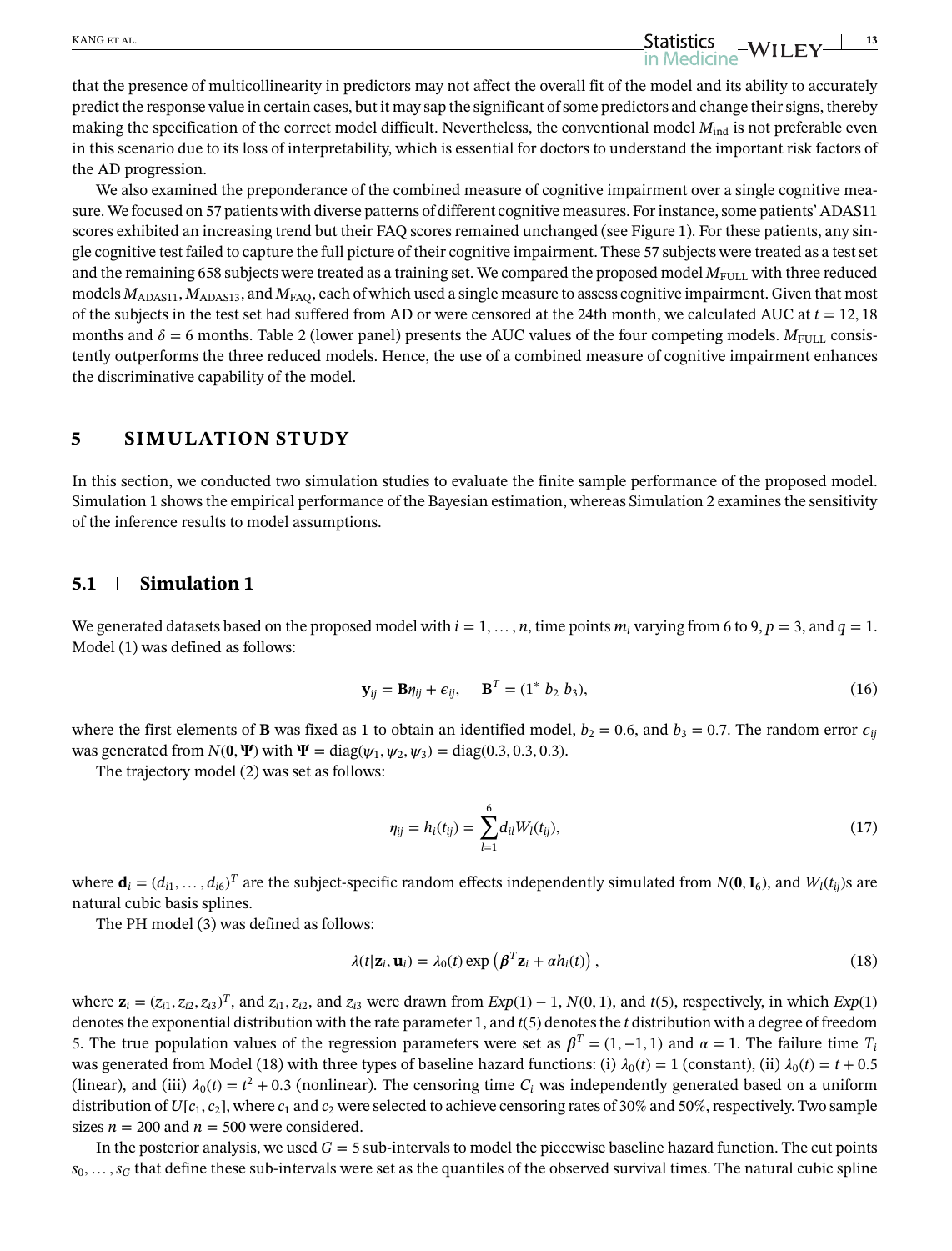that the presence of multicollinearity in predictors may not affect the overall fit of the model and its ability to accurately predict the response value in certain cases, but it may sap the significant of some predictors and change their signs, thereby making the specification of the correct model difficult. Nevertheless, the conventional model $M_{\text{ind}}$ is not preferable even in this scenario due to its loss of interpretability, which is essential for doctors to understand the important risk factors of the AD progression.

We also examined the preponderance of the combined measure of cognitive impairment over a single cognitive measure. We focused on 57 patients with diverse patterns of different cognitive measures. For instance, some patients' ADAS11 scores exhibited an increasing trend but their FAQ scores remained unchanged (see Figure 1). For these patients, any single cognitive test failed to capture the full picture of their cognitive impairment. These 57 subjects were treated as a test set and the remaining 658 subjects were treated as a training set. We compared the proposed model $M_{\text{FULL}}$ with three reduced models $M_{\text{ADAS11}}$, $M_{\text{ADAS13}}$, and $M_{\text{FAQ}}$, each of which used a single measure to assess cognitive impairment. Given that most of the subjects in the test set had suffered from AD or were censored at the 24th month, we calculated AUC at $t = 12, 18$ months and $\delta = 6$ months. Table 2 (lower panel) presents the AUC values of the four competing models. $M_{\text{FULL}}$ consistently outperforms the three reduced models. Hence, the use of a combined measure of cognitive impairment enhances the discriminative capability of the model.

## 5 | SIMULATION STUDY

In this section, we conducted two simulation studies to evaluate the finite sample performance of the proposed model. Simulation 1 shows the empirical performance of the Bayesian estimation, whereas Simulation 2 examines the sensitivity of the inference results to model assumptions.

### 5.1 | Simulation 1

We generated datasets based on the proposed model with $i = 1, \dots, n$, time points $m_i$ varying from 6 to 9, $p = 3$, and $q = 1$. Model (1) was defined as follows:

$$\mathbf{y}_{ij} = \mathbf{B}\eta_{ij} + \epsilon_{ij}, \quad \mathbf{B}^T = (1^* \ b_2 \ b_3), \tag{16}$$

where the first elements of $\mathbf{B}$ was fixed as 1 to obtain an identified model, $b_2 = 0.6$, and $b_3 = 0.7$. The random error $\epsilon_{ij}$ was generated from $N(\mathbf{0}, \boldsymbol{\Psi})$ with $\boldsymbol{\Psi} = \text{diag}(\psi_1, \psi_2, \psi_3) = \text{diag}(0.3, 0.3, 0.3)$.

The trajectory model (2) was set as follows:

$$\eta_{ij} = h_i(t_{ij}) = \sum_{l=1}^{6} d_{il} W_l(t_{ij}), \tag{17}$$

where $\mathbf{d}_i = (d_{i1}, \dots, d_{i6})^T$ are the subject-specific random effects independently simulated from $N(\mathbf{0}, \mathbf{I}_6)$, and $W_l(t_{ij})$s are natural cubic basis splines.

The PH model (3) was defined as follows:

$$\lambda(t|\mathbf{z}_i, \mathbf{u}_i) = \lambda_0(t) \exp\left(\boldsymbol{\beta}^T \mathbf{z}_i + \alpha h_i(t)\right), \tag{18}$$

where $\mathbf{z}_i = (z_{i1}, z_{i2}, z_{i3})^T$, and $z_{i1}$, $z_{i2}$, and $z_{i3}$ were drawn from $Exp(1) - 1$, $N(0, 1)$, and $t(5)$, respectively, in which $Exp(1)$ denotes the exponential distribution with the rate parameter 1, and $t(5)$ denotes the $t$ distribution with a degree of freedom 5. The true population values of the regression parameters were set as $\boldsymbol{\beta}^T = (1, -1, 1)$ and $\alpha = 1$. The failure time $T_i$ was generated from Model (18) with three types of baseline hazard functions: (i) $\lambda_0(t) = 1$ (constant), (ii) $\lambda_0(t) = t + 0.5$ (linear), and (iii) $\lambda_0(t) = t^2 + 0.3$ (nonlinear). The censoring time $C_i$ was independently generated based on a uniform distribution of $U[c_1, c_2]$, where $c_1$ and $c_2$ were selected to achieve censoring rates of 30% and 50%, respectively. Two sample sizes $n = 200$ and $n = 500$ were considered.

In the posterior analysis, we used $G = 5$ sub-intervals to model the piecewise baseline hazard function. The cut points $s_0, \dots, s_G$ that define these sub-intervals were set as the quantiles of the observed survival times. The natural cubic spline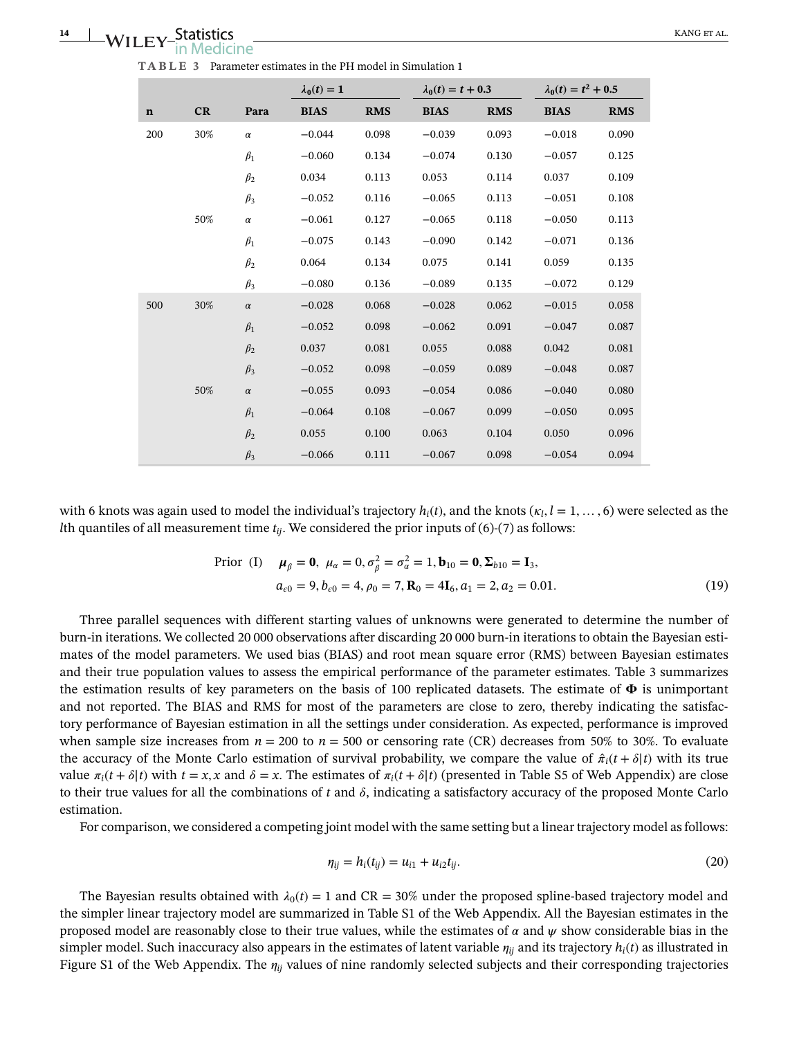**TABLE 3** Parameter estimates in the PH model in Simulation 1

| | | | $\lambda_0(t) = 1$ | | $\lambda_0(t) = t + 0.3$ | | $\lambda_0(t) = t^2 + 0.5$ | |
|---|---|---|---|---|---|---|---|---|
| **n** | **CR** | **Para** | **BIAS** | **RMS** | **BIAS** | **RMS** | **BIAS** | **RMS** |
| 200 | 30% | $\alpha$ | −0.044 | 0.098 | −0.039 | 0.093 | −0.018 | 0.090 |
| | | $\beta_1$ | −0.060 | 0.134 | −0.074 | 0.130 | −0.057 | 0.125 |
| | | $\beta_2$ | 0.034 | 0.113 | 0.053 | 0.114 | 0.037 | 0.109 |
| | | $\beta_3$ | −0.052 | 0.116 | −0.065 | 0.113 | −0.051 | 0.108 |
| | 50% | $\alpha$ | −0.061 | 0.127 | −0.065 | 0.118 | −0.050 | 0.113 |
| | | $\beta_1$ | −0.075 | 0.143 | −0.090 | 0.142 | −0.071 | 0.136 |
| | | $\beta_2$ | 0.064 | 0.134 | 0.075 | 0.141 | 0.059 | 0.135 |
| | | $\beta_3$ | −0.080 | 0.136 | −0.089 | 0.135 | −0.072 | 0.129 |
| 500 | 30% | $\alpha$ | −0.028 | 0.068 | −0.028 | 0.062 | −0.015 | 0.058 |
| | | $\beta_1$ | −0.052 | 0.098 | −0.062 | 0.091 | −0.047 | 0.087 |
| | | $\beta_2$ | 0.037 | 0.081 | 0.055 | 0.088 | 0.042 | 0.081 |
| | | $\beta_3$ | −0.052 | 0.098 | −0.059 | 0.089 | −0.048 | 0.087 |
| | 50% | $\alpha$ | −0.055 | 0.093 | −0.054 | 0.086 | −0.040 | 0.080 |
| | | $\beta_1$ | −0.064 | 0.108 | −0.067 | 0.099 | −0.050 | 0.095 |
| | | $\beta_2$ | 0.055 | 0.100 | 0.063 | 0.104 | 0.050 | 0.096 |
| | | $\beta_3$ | −0.066 | 0.111 | −0.067 | 0.098 | −0.054 | 0.094 |

with 6 knots was again used to model the individual's trajectory $h_i(t)$, and the knots ($\kappa_l, l = 1, \dots, 6$) were selected as the $l$th quantiles of all measurement time $t_{ij}$. We considered the prior inputs of (6)-(7) as follows:

$$\begin{aligned} \text{Prior (I)} \quad & \boldsymbol{\mu}_\beta = \mathbf{0},\ \mu_\alpha = 0, \sigma_\beta^2 = \sigma_\alpha^2 = 1, \mathbf{b}_{10} = \mathbf{0}, \boldsymbol{\Sigma}_{b10} = \mathbf{I}_3, \\ & a_{\epsilon 0} = 9, b_{\epsilon 0} = 4, \rho_0 = 7, \mathbf{R}_0 = 4\mathbf{I}_6, a_1 = 2, a_2 = 0.01. \end{aligned} \tag{19}$$

Three parallel sequences with different starting values of unknowns were generated to determine the number of burn-in iterations. We collected 20 000 observations after discarding 20 000 burn-in iterations to obtain the Bayesian estimates of the model parameters. We used bias (BIAS) and root mean square error (RMS) between Bayesian estimates and their true population values to assess the empirical performance of the parameter estimates. Table 3 summarizes the estimation results of key parameters on the basis of 100 replicated datasets. The estimate of $\boldsymbol{\Phi}$ is unimportant and not reported. The BIAS and RMS for most of the parameters are close to zero, thereby indicating the satisfactory performance of Bayesian estimation in all the settings under consideration. As expected, performance is improved when sample size increases from $n = 200$ to $n = 500$ or censoring rate (CR) decreases from 50% to 30%. To evaluate the accuracy of the Monte Carlo estimation of survival probability, we compare the value of $\hat{\pi}_i(t + \delta | t)$ with its true value $\pi_i(t + \delta | t)$ with $t = x, x$ and $\delta = x$. The estimates of $\pi_i(t + \delta | t)$ (presented in Table S5 of Web Appendix) are close to their true values for all the combinations of $t$ and $\delta$, indicating a satisfactory accuracy of the proposed Monte Carlo estimation.

For comparison, we considered a competing joint model with the same setting but a linear trajectory model as follows:

$$\eta_{ij} = h_i(t_{ij}) = u_{i1} + u_{i2} t_{ij}. \tag{20}$$

The Bayesian results obtained with $\lambda_0(t) = 1$ and CR = 30% under the proposed spline-based trajectory model and the simpler linear trajectory model are summarized in Table S1 of the Web Appendix. All the Bayesian estimates in the proposed model are reasonably close to their true values, while the estimates of $\alpha$ and $\psi$ show considerable bias in the simpler model. Such inaccuracy also appears in the estimates of latent variable $\eta_{ij}$ and its trajectory $h_i(t)$ as illustrated in Figure S1 of the Web Appendix. The $\eta_{ij}$ values of nine randomly selected subjects and their corresponding trajectories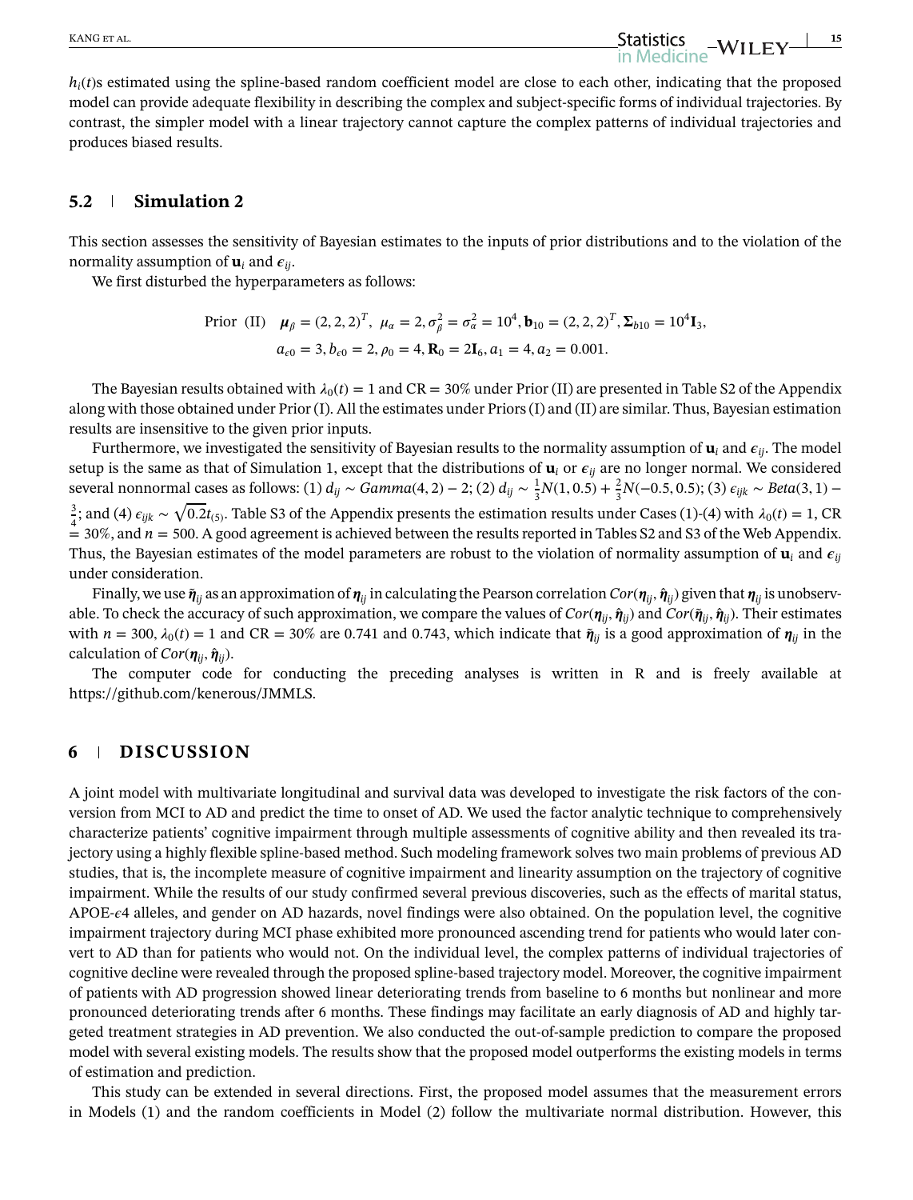$h_i(t)$s estimated using the spline-based random coefficient model are close to each other, indicating that the proposed model can provide adequate flexibility in describing the complex and subject-specific forms of individual trajectories. By contrast, the simpler model with a linear trajectory cannot capture the complex patterns of individual trajectories and produces biased results.

## 5.2 Simulation 2

This section assesses the sensitivity of Bayesian estimates to the inputs of prior distributions and to the violation of the normality assumption of $\mathbf{u}_i$ and $\epsilon_{ij}$.

We first disturbed the hyperparameters as follows:

$$\text{Prior (II)} \quad \boldsymbol{\mu}_\beta = (2,2,2)^T,\ \mu_\alpha = 2, \sigma_\beta^2 = \sigma_\alpha^2 = 10^4, \mathbf{b}_{10} = (2,2,2)^T, \boldsymbol{\Sigma}_{b10} = 10^4\mathbf{I}_3,$$
$$a_{\epsilon 0} = 3, b_{\epsilon 0} = 2, \rho_0 = 4, \mathbf{R}_0 = 2\mathbf{I}_6, a_1 = 4, a_2 = 0.001.$$

The Bayesian results obtained with $\lambda_0(t) = 1$ and CR = 30% under Prior (II) are presented in Table S2 of the Appendix along with those obtained under Prior (I). All the estimates under Priors (I) and (II) are similar. Thus, Bayesian estimation results are insensitive to the given prior inputs.

Furthermore, we investigated the sensitivity of Bayesian results to the normality assumption of $\mathbf{u}_i$ and $\epsilon_{ij}$. The model setup is the same as that of Simulation 1, except that the distributions of $\mathbf{u}_i$ or $\epsilon_{ij}$ are no longer normal. We considered several nonnormal cases as follows: (1) $d_{ij} \sim Gamma(4,2) - 2$; (2) $d_{ij} \sim \frac{1}{3}N(1, 0.5) + \frac{2}{3}N(-0.5, 0.5)$; (3) $\epsilon_{ijk} \sim Beta(3,1) - \frac{3}{4}$; and (4) $\epsilon_{ijk} \sim \sqrt{0.2}t_{(5)}$. Table S3 of the Appendix presents the estimation results under Cases (1)-(4) with $\lambda_0(t) = 1$, CR = 30%, and $n = 500$. A good agreement is achieved between the results reported in Tables S2 and S3 of the Web Appendix. Thus, the Bayesian estimates of the model parameters are robust to the violation of normality assumption of $\mathbf{u}_i$ and $\epsilon_{ij}$ under consideration.

Finally, we use $\tilde{\boldsymbol{\eta}}_{ij}$ as an approximation of $\boldsymbol{\eta}_{ij}$ in calculating the Pearson correlation $Cor(\boldsymbol{\eta}_{ij}, \hat{\boldsymbol{\eta}}_{ij})$ given that $\boldsymbol{\eta}_{ij}$ is unobservable. To check the accuracy of such approximation, we compare the values of $Cor(\boldsymbol{\eta}_{ij}, \hat{\boldsymbol{\eta}}_{ij})$ and $Cor(\tilde{\boldsymbol{\eta}}_{ij}, \hat{\boldsymbol{\eta}}_{ij})$. Their estimates with $n = 300$, $\lambda_0(t) = 1$ and CR = 30% are 0.741 and 0.743, which indicate that $\tilde{\boldsymbol{\eta}}_{ij}$ is a good approximation of $\boldsymbol{\eta}_{ij}$ in the calculation of $Cor(\boldsymbol{\eta}_{ij}, \hat{\boldsymbol{\eta}}_{ij})$.

The computer code for conducting the preceding analyses is written in R and is freely available at https://github.com/kenerous/JMMLS.

# 6 DISCUSSION

A joint model with multivariate longitudinal and survival data was developed to investigate the risk factors of the conversion from MCI to AD and predict the time to onset of AD. We used the factor analytic technique to comprehensively characterize patients' cognitive impairment through multiple assessments of cognitive ability and then revealed its trajectory using a highly flexible spline-based method. Such modeling framework solves two main problems of previous AD studies, that is, the incomplete measure of cognitive impairment and linearity assumption on the trajectory of cognitive impairment. While the results of our study confirmed several previous discoveries, such as the effects of marital status, APOE-$\epsilon$4 alleles, and gender on AD hazards, novel findings were also obtained. On the population level, the cognitive impairment trajectory during MCI phase exhibited more pronounced ascending trend for patients who would later convert to AD than for patients who would not. On the individual level, the complex patterns of individual trajectories of cognitive decline were revealed through the proposed spline-based trajectory model. Moreover, the cognitive impairment of patients with AD progression showed linear deteriorating trends from baseline to 6 months but nonlinear and more pronounced deteriorating trends after 6 months. These findings may facilitate an early diagnosis of AD and highly targeted treatment strategies in AD prevention. We also conducted the out-of-sample prediction to compare the proposed model with several existing models. The results show that the proposed model outperforms the existing models in terms of estimation and prediction.

This study can be extended in several directions. First, the proposed model assumes that the measurement errors in Models (1) and the random coefficients in Model (2) follow the multivariate normal distribution. However, this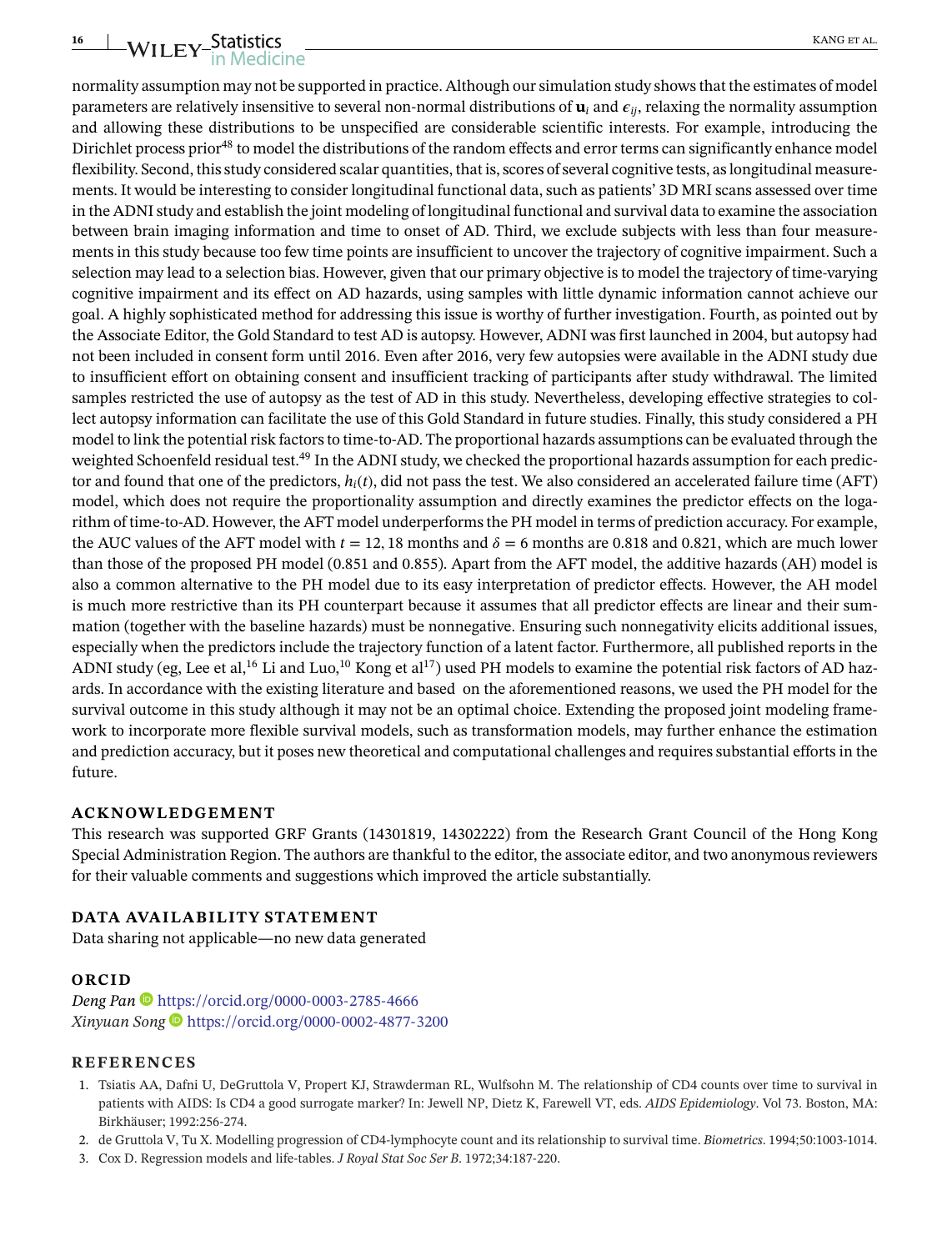normality assumption may not be supported in practice. Although our simulation study shows that the estimates of model parameters are relatively insensitive to several non-normal distributions of $\mathbf{u}_i$ and $\epsilon_{ij}$, relaxing the normality assumption and allowing these distributions to be unspecified are considerable scientific interests. For example, introducing the Dirichlet process prior[48] to model the distributions of the random effects and error terms can significantly enhance model flexibility. Second, this study considered scalar quantities, that is, scores of several cognitive tests, as longitudinal measurements. It would be interesting to consider longitudinal functional data, such as patients' 3D MRI scans assessed over time in the ADNI study and establish the joint modeling of longitudinal functional and survival data to examine the association between brain imaging information and time to onset of AD. Third, we exclude subjects with less than four measurements in this study because too few time points are insufficient to uncover the trajectory of cognitive impairment. Such a selection may lead to a selection bias. However, given that our primary objective is to model the trajectory of time-varying cognitive impairment and its effect on AD hazards, using samples with little dynamic information cannot achieve our goal. A highly sophisticated method for addressing this issue is worthy of further investigation. Fourth, as pointed out by the Associate Editor, the Gold Standard to test AD is autopsy. However, ADNI was first launched in 2004, but autopsy had not been included in consent form until 2016. Even after 2016, very few autopsies were available in the ADNI study due to insufficient effort on obtaining consent and insufficient tracking of participants after study withdrawal. The limited samples restricted the use of autopsy as the test of AD in this study. Nevertheless, developing effective strategies to collect autopsy information can facilitate the use of this Gold Standard in future studies. Finally, this study considered a PH model to link the potential risk factors to time-to-AD. The proportional hazards assumptions can be evaluated through the weighted Schoenfeld residual test.[49] In the ADNI study, we checked the proportional hazards assumption for each predictor and found that one of the predictors, $h_i(t)$, did not pass the test. We also considered an accelerated failure time (AFT) model, which does not require the proportionality assumption and directly examines the predictor effects on the logarithm of time-to-AD. However, the AFT model underperforms the PH model in terms of prediction accuracy. For example, the AUC values of the AFT model with $t = 12, 18$ months and $\delta = 6$ months are 0.818 and 0.821, which are much lower than those of the proposed PH model (0.851 and 0.855). Apart from the AFT model, the additive hazards (AH) model is also a common alternative to the PH model due to its easy interpretation of predictor effects. However, the AH model is much more restrictive than its PH counterpart because it assumes that all predictor effects are linear and their summation (together with the baseline hazards) must be nonnegative. Ensuring such nonnegativity elicits additional issues, especially when the predictors include the trajectory function of a latent factor. Furthermore, all published reports in the ADNI study (eg, Lee et al,[16] Li and Luo,[10] Kong et al[17]) used PH models to examine the potential risk factors of AD hazards. In accordance with the existing literature and based on the aforementioned reasons, we used the PH model for the survival outcome in this study although it may not be an optimal choice. Extending the proposed joint modeling framework to incorporate more flexible survival models, such as transformation models, may further enhance the estimation and prediction accuracy, but it poses new theoretical and computational challenges and requires substantial efforts in the future.

## ACKNOWLEDGEMENT

This research was supported GRF Grants (14301819, 14302222) from the Research Grant Council of the Hong Kong Special Administration Region. The authors are thankful to the editor, the associate editor, and two anonymous reviewers for their valuable comments and suggestions which improved the article substantially.

## DATA AVAILABILITY STATEMENT

Data sharing not applicable—no new data generated

## ORCID

*Deng Pan* https://orcid.org/0000-0003-2785-4666
*Xinyuan Song* https://orcid.org/0000-0002-4877-3200

## REFERENCES

1. Tsiatis AA, Dafni U, DeGruttola V, Propert KJ, Strawderman RL, Wulfsohn M. The relationship of CD4 counts over time to survival in patients with AIDS: Is CD4 a good surrogate marker? In: Jewell NP, Dietz K, Farewell VT, eds. *AIDS Epidemiology*. Vol 73. Boston, MA: Birkhäuser; 1992:256-274.
2. de Gruttola V, Tu X. Modelling progression of CD4-lymphocyte count and its relationship to survival time. *Biometrics*. 1994;50:1003-1014.
3. Cox D. Regression models and life-tables. *J Royal Stat Soc Ser B*. 1972;34:187-220.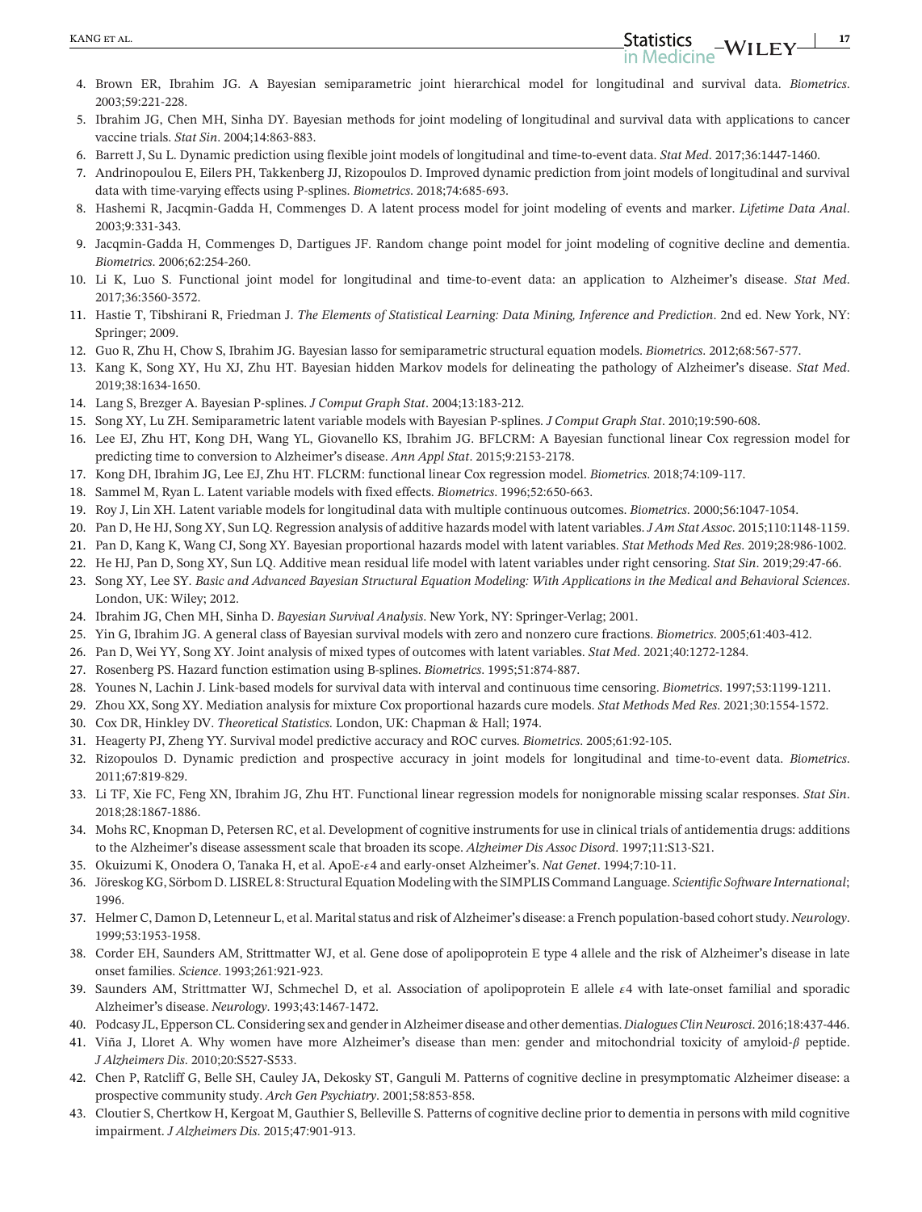4. Brown ER, Ibrahim JG. A Bayesian semiparametric joint hierarchical model for longitudinal and survival data. *Biometrics*. 2003;59:221-228.
5. Ibrahim JG, Chen MH, Sinha DY. Bayesian methods for joint modeling of longitudinal and survival data with applications to cancer vaccine trials. *Stat Sin*. 2004;14:863-883.
6. Barrett J, Su L. Dynamic prediction using flexible joint models of longitudinal and time-to-event data. *Stat Med*. 2017;36:1447-1460.
7. Andrinopoulou E, Eilers PH, Takkenberg JJ, Rizopoulos D. Improved dynamic prediction from joint models of longitudinal and survival data with time-varying effects using P-splines. *Biometrics*. 2018;74:685-693.
8. Hashemi R, Jacqmin-Gadda H, Commenges D. A latent process model for joint modeling of events and marker. *Lifetime Data Anal*. 2003;9:331-343.
9. Jacqmin-Gadda H, Commenges D, Dartigues JF. Random change point model for joint modeling of cognitive decline and dementia. *Biometrics*. 2006;62:254-260.
10. Li K, Luo S. Functional joint model for longitudinal and time-to-event data: an application to Alzheimer's disease. *Stat Med*. 2017;36:3560-3572.
11. Hastie T, Tibshirani R, Friedman J. *The Elements of Statistical Learning: Data Mining, Inference and Prediction*. 2nd ed. New York, NY: Springer; 2009.
12. Guo R, Zhu H, Chow S, Ibrahim JG. Bayesian lasso for semiparametric structural equation models. *Biometrics*. 2012;68:567-577.
13. Kang K, Song XY, Hu XJ, Zhu HT. Bayesian hidden Markov models for delineating the pathology of Alzheimer's disease. *Stat Med*. 2019;38:1634-1650.
14. Lang S, Brezger A. Bayesian P-splines. *J Comput Graph Stat*. 2004;13:183-212.
15. Song XY, Lu ZH. Semiparametric latent variable models with Bayesian P-splines. *J Comput Graph Stat*. 2010;19:590-608.
16. Lee EJ, Zhu HT, Kong DH, Wang YL, Giovanello KS, Ibrahim JG. BFLCRM: A Bayesian functional linear Cox regression model for predicting time to conversion to Alzheimer's disease. *Ann Appl Stat*. 2015;9:2153-2178.
17. Kong DH, Ibrahim JG, Lee EJ, Zhu HT. FLCRM: functional linear Cox regression model. *Biometrics*. 2018;74:109-117.
18. Sammel M, Ryan L. Latent variable models with fixed effects. *Biometrics*. 1996;52:650-663.
19. Roy J, Lin XH. Latent variable models for longitudinal data with multiple continuous outcomes. *Biometrics*. 2000;56:1047-1054.
20. Pan D, He HJ, Song XY, Sun LQ. Regression analysis of additive hazards model with latent variables. *J Am Stat Assoc*. 2015;110:1148-1159.
21. Pan D, Kang K, Wang CJ, Song XY. Bayesian proportional hazards model with latent variables. *Stat Methods Med Res*. 2019;28:986-1002.
22. He HJ, Pan D, Song XY, Sun LQ. Additive mean residual life model with latent variables under right censoring. *Stat Sin*. 2019;29:47-66.
23. Song XY, Lee SY. *Basic and Advanced Bayesian Structural Equation Modeling: With Applications in the Medical and Behavioral Sciences*. London, UK: Wiley; 2012.
24. Ibrahim JG, Chen MH, Sinha D. *Bayesian Survival Analysis*. New York, NY: Springer-Verlag; 2001.
25. Yin G, Ibrahim JG. A general class of Bayesian survival models with zero and nonzero cure fractions. *Biometrics*. 2005;61:403-412.
26. Pan D, Wei YY, Song XY. Joint analysis of mixed types of outcomes with latent variables. *Stat Med*. 2021;40:1272-1284.
27. Rosenberg PS. Hazard function estimation using B-splines. *Biometrics*. 1995;51:874-887.
28. Younes N, Lachin J. Link-based models for survival data with interval and continuous time censoring. *Biometrics*. 1997;53:1199-1211.
29. Zhou XX, Song XY. Mediation analysis for mixture Cox proportional hazards cure models. *Stat Methods Med Res*. 2021;30:1554-1572.
30. Cox DR, Hinkley DV. *Theoretical Statistics*. London, UK: Chapman & Hall; 1974.
31. Heagerty PJ, Zheng YY. Survival model predictive accuracy and ROC curves. *Biometrics*. 2005;61:92-105.
32. Rizopoulos D. Dynamic prediction and prospective accuracy in joint models for longitudinal and time-to-event data. *Biometrics*. 2011;67:819-829.
33. Li TF, Xie FC, Feng XN, Ibrahim JG, Zhu HT. Functional linear regression models for nonignorable missing scalar responses. *Stat Sin*. 2018;28:1867-1886.
34. Mohs RC, Knopman D, Petersen RC, et al. Development of cognitive instruments for use in clinical trials of antidementia drugs: additions to the Alzheimer's disease assessment scale that broaden its scope. *Alzheimer Dis Assoc Disord*. 1997;11:S13-S21.
35. Okuizumi K, Onodera O, Tanaka H, et al. ApoE-$\epsilon 4$ and early-onset Alzheimer's. *Nat Genet*. 1994;7:10-11.
36. Jöreskog KG, Sörbom D. LISREL 8: Structural Equation Modeling with the SIMPLIS Command Language. *Scientific Software International*; 1996.
37. Helmer C, Damon D, Letenneur L, et al. Marital status and risk of Alzheimer's disease: a French population-based cohort study. *Neurology*. 1999;53:1953-1958.
38. Corder EH, Saunders AM, Strittmatter WJ, et al. Gene dose of apolipoprotein E type 4 allele and the risk of Alzheimer's disease in late onset families. *Science*. 1993;261:921-923.
39. Saunders AM, Strittmatter WJ, Schmechel D, et al. Association of apolipoprotein E allele $\epsilon 4$ with late-onset familial and sporadic Alzheimer's disease. *Neurology*. 1993;43:1467-1472.
40. Podcasy JL, Epperson CL. Considering sex and gender in Alzheimer disease and other dementias. *Dialogues Clin Neurosci*. 2016;18:437-446.
41. Viña J, Lloret A. Why women have more Alzheimer's disease than men: gender and mitochondrial toxicity of amyloid-$\beta$ peptide. *J Alzheimers Dis*. 2010;20:S527-S533.
42. Chen P, Ratcliff G, Belle SH, Cauley JA, Dekosky ST, Ganguli M. Patterns of cognitive decline in presymptomatic Alzheimer disease: a prospective community study. *Arch Gen Psychiatry*. 2001;58:853-858.
43. Cloutier S, Chertkow H, Kergoat M, Gauthier S, Belleville S. Patterns of cognitive decline prior to dementia in persons with mild cognitive impairment. *J Alzheimers Dis*. 2015;47:901-913.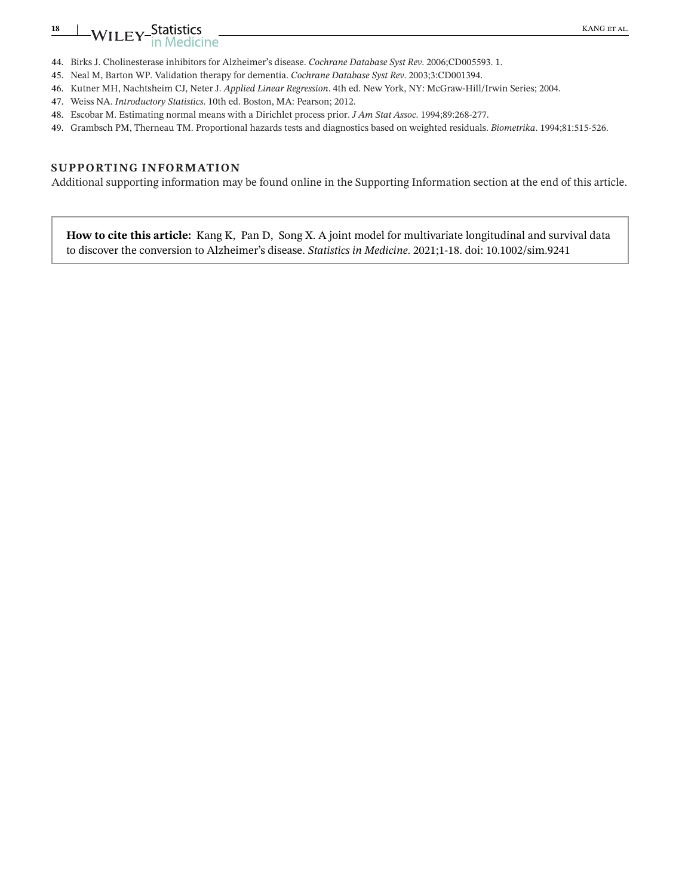44. Birks J. Cholinesterase inhibitors for Alzheimer's disease. *Cochrane Database Syst Rev*. 2006;CD005593. 1.
45. Neal M, Barton WP. Validation therapy for dementia. *Cochrane Database Syst Rev*. 2003;3:CD001394.
46. Kutner MH, Nachtsheim CJ, Neter J. *Applied Linear Regression*. 4th ed. New York, NY: McGraw-Hill/Irwin Series; 2004.
47. Weiss NA. *Introductory Statistics*. 10th ed. Boston, MA: Pearson; 2012.
48. Escobar M. Estimating normal means with a Dirichlet process prior. *J Am Stat Assoc*. 1994;89:268-277.
49. Grambsch PM, Therneau TM. Proportional hazards tests and diagnostics based on weighted residuals. *Biometrika*. 1994;81:515-526.

## SUPPORTING INFORMATION

Additional supporting information may be found online in the Supporting Information section at the end of this article.

**How to cite this article:** Kang K, Pan D, Song X. A joint model for multivariate longitudinal and survival data to discover the conversion to Alzheimer's disease. *Statistics in Medicine*. 2021;1-18. doi: 10.1002/sim.9241